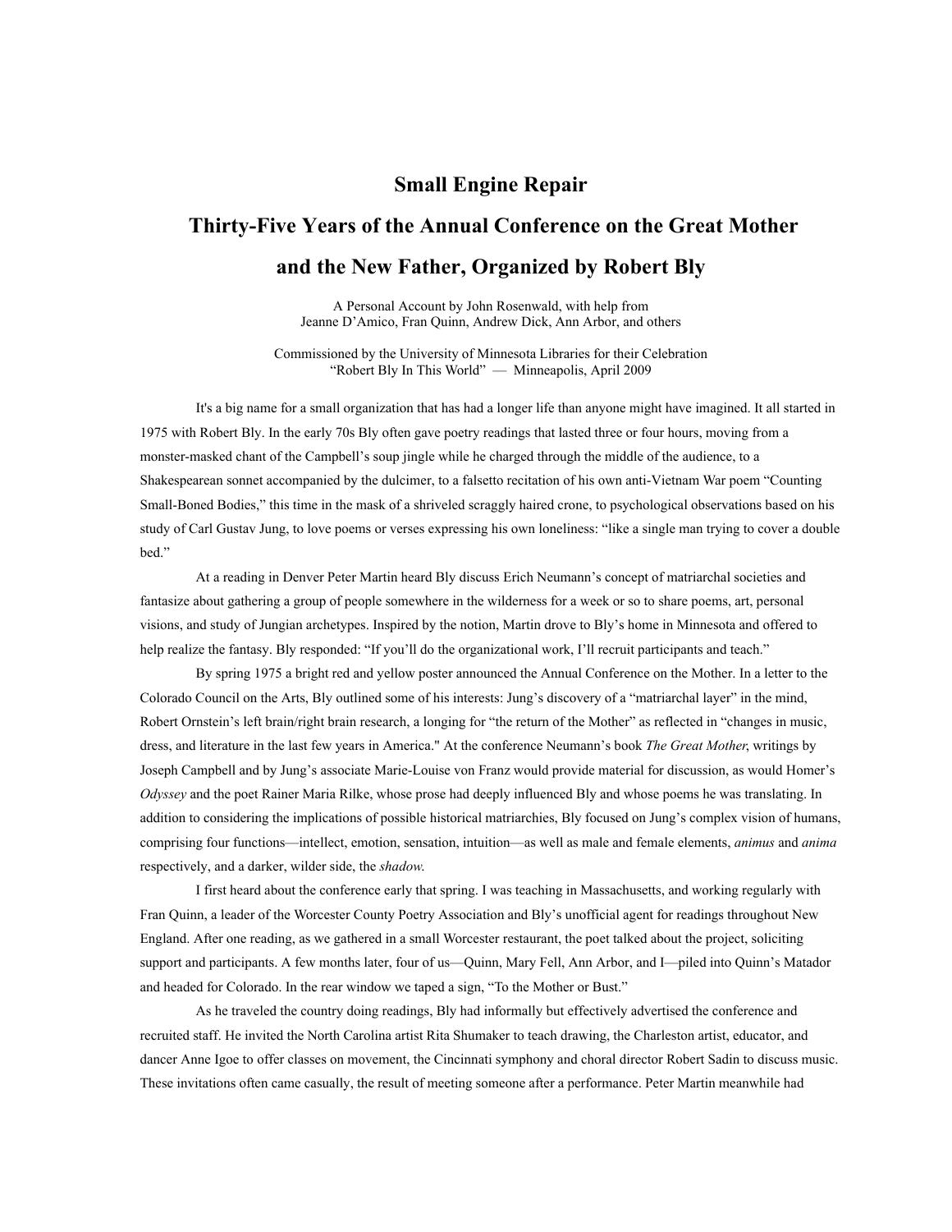# Small Engine Repair

# Thirty-Five Years of the Annual Conference on the Great Mother and the New Father, Organized by Robert Bly

A Personal Account by John Rosenwald, with help from
Jeanne D'Amico, Fran Quinn, Andrew Dick, Ann Arbor, and others

Commissioned by the University of Minnesota Libraries for their Celebration
"Robert Bly In This World" — Minneapolis, April 2009

It's a big name for a small organization that has had a longer life than anyone might have imagined. It all started in 1975 with Robert Bly. In the early 70s Bly often gave poetry readings that lasted three or four hours, moving from a monster-masked chant of the Campbell's soup jingle while he charged through the middle of the audience, to a Shakespearean sonnet accompanied by the dulcimer, to a falsetto recitation of his own anti-Vietnam War poem "Counting Small-Boned Bodies," this time in the mask of a shriveled scraggly haired crone, to psychological observations based on his study of Carl Gustav Jung, to love poems or verses expressing his own loneliness: "like a single man trying to cover a double bed."

At a reading in Denver Peter Martin heard Bly discuss Erich Neumann's concept of matriarchal societies and fantasize about gathering a group of people somewhere in the wilderness for a week or so to share poems, art, personal visions, and study of Jungian archetypes. Inspired by the notion, Martin drove to Bly's home in Minnesota and offered to help realize the fantasy. Bly responded: "If you'll do the organizational work, I'll recruit participants and teach."

By spring 1975 a bright red and yellow poster announced the Annual Conference on the Mother. In a letter to the Colorado Council on the Arts, Bly outlined some of his interests: Jung's discovery of a "matriarchal layer" in the mind, Robert Ornstein's left brain/right brain research, a longing for "the return of the Mother" as reflected in "changes in music, dress, and literature in the last few years in America." At the conference Neumann's book *The Great Mother*, writings by Joseph Campbell and by Jung's associate Marie-Louise von Franz would provide material for discussion, as would Homer's *Odyssey* and the poet Rainer Maria Rilke, whose prose had deeply influenced Bly and whose poems he was translating. In addition to considering the implications of possible historical matriarchies, Bly focused on Jung's complex vision of humans, comprising four functions—intellect, emotion, sensation, intuition—as well as male and female elements, *animus* and *anima* respectively, and a darker, wilder side, the *shadow*.

I first heard about the conference early that spring. I was teaching in Massachusetts, and working regularly with Fran Quinn, a leader of the Worcester County Poetry Association and Bly's unofficial agent for readings throughout New England. After one reading, as we gathered in a small Worcester restaurant, the poet talked about the project, soliciting support and participants. A few months later, four of us—Quinn, Mary Fell, Ann Arbor, and I—piled into Quinn's Matador and headed for Colorado. In the rear window we taped a sign, "To the Mother or Bust."

As he traveled the country doing readings, Bly had informally but effectively advertised the conference and recruited staff. He invited the North Carolina artist Rita Shumaker to teach drawing, the Charleston artist, educator, and dancer Anne Igoe to offer classes on movement, the Cincinnati symphony and choral director Robert Sadin to discuss music. These invitations often came casually, the result of meeting someone after a performance. Peter Martin meanwhile had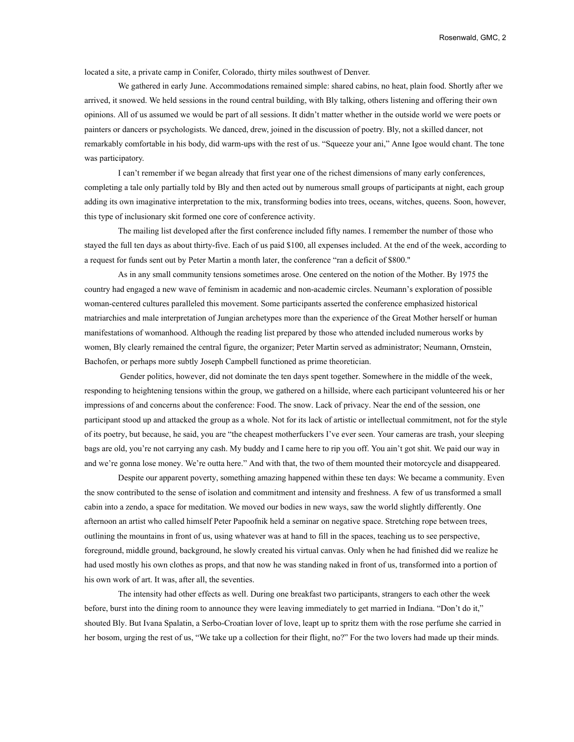located a site, a private camp in Conifer, Colorado, thirty miles southwest of Denver.

We gathered in early June. Accommodations remained simple: shared cabins, no heat, plain food. Shortly after we arrived, it snowed. We held sessions in the round central building, with Bly talking, others listening and offering their own opinions. All of us assumed we would be part of all sessions. It didn't matter whether in the outside world we were poets or painters or dancers or psychologists. We danced, drew, joined in the discussion of poetry. Bly, not a skilled dancer, not remarkably comfortable in his body, did warm-ups with the rest of us. "Squeeze your ani," Anne Igoe would chant. The tone was participatory.

I can't remember if we began already that first year one of the richest dimensions of many early conferences, completing a tale only partially told by Bly and then acted out by numerous small groups of participants at night, each group adding its own imaginative interpretation to the mix, transforming bodies into trees, oceans, witches, queens. Soon, however, this type of inclusionary skit formed one core of conference activity.

The mailing list developed after the first conference included fifty names. I remember the number of those who stayed the full ten days as about thirty-five. Each of us paid $100, all expenses included. At the end of the week, according to a request for funds sent out by Peter Martin a month later, the conference "ran a deficit of $800."

As in any small community tensions sometimes arose. One centered on the notion of the Mother. By 1975 the country had engaged a new wave of feminism in academic and non-academic circles. Neumann's exploration of possible woman-centered cultures paralleled this movement. Some participants asserted the conference emphasized historical matriarchies and male interpretation of Jungian archetypes more than the experience of the Great Mother herself or human manifestations of womanhood. Although the reading list prepared by those who attended included numerous works by women, Bly clearly remained the central figure, the organizer; Peter Martin served as administrator; Neumann, Ornstein, Bachofen, or perhaps more subtly Joseph Campbell functioned as prime theoretician.

Gender politics, however, did not dominate the ten days spent together. Somewhere in the middle of the week, responding to heightening tensions within the group, we gathered on a hillside, where each participant volunteered his or her impressions of and concerns about the conference: Food. The snow. Lack of privacy. Near the end of the session, one participant stood up and attacked the group as a whole. Not for its lack of artistic or intellectual commitment, not for the style of its poetry, but because, he said, you are "the cheapest motherfuckers I've ever seen. Your cameras are trash, your sleeping bags are old, you're not carrying any cash. My buddy and I came here to rip you off. You ain't got shit. We paid our way in and we're gonna lose money. We're outta here." And with that, the two of them mounted their motorcycle and disappeared.

Despite our apparent poverty, something amazing happened within these ten days: We became a community. Even the snow contributed to the sense of isolation and commitment and intensity and freshness. A few of us transformed a small cabin into a zendo, a space for meditation. We moved our bodies in new ways, saw the world slightly differently. One afternoon an artist who called himself Peter Papoofnik held a seminar on negative space. Stretching rope between trees, outlining the mountains in front of us, using whatever was at hand to fill in the spaces, teaching us to see perspective, foreground, middle ground, background, he slowly created his virtual canvas. Only when he had finished did we realize he had used mostly his own clothes as props, and that now he was standing naked in front of us, transformed into a portion of his own work of art. It was, after all, the seventies.

The intensity had other effects as well. During one breakfast two participants, strangers to each other the week before, burst into the dining room to announce they were leaving immediately to get married in Indiana. "Don't do it," shouted Bly. But Ivana Spalatin, a Serbo-Croatian lover of love, leapt up to spritz them with the rose perfume she carried in her bosom, urging the rest of us, "We take up a collection for their flight, no?" For the two lovers had made up their minds.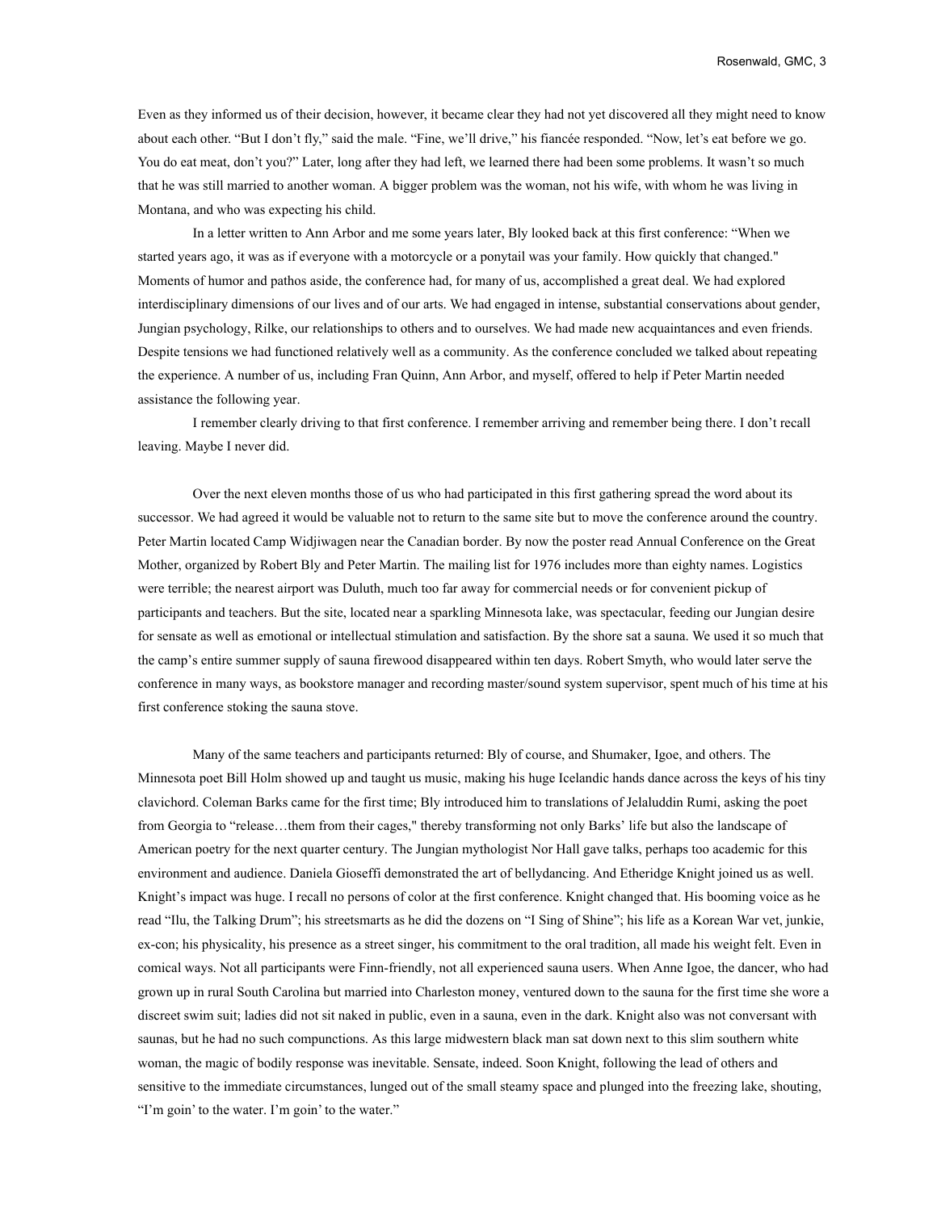Even as they informed us of their decision, however, it became clear they had not yet discovered all they might need to know about each other. "But I don't fly," said the male. "Fine, we'll drive," his fiancée responded. "Now, let's eat before we go. You do eat meat, don't you?" Later, long after they had left, we learned there had been some problems. It wasn't so much that he was still married to another woman. A bigger problem was the woman, not his wife, with whom he was living in Montana, and who was expecting his child.

In a letter written to Ann Arbor and me some years later, Bly looked back at this first conference: "When we started years ago, it was as if everyone with a motorcycle or a ponytail was your family. How quickly that changed." Moments of humor and pathos aside, the conference had, for many of us, accomplished a great deal. We had explored interdisciplinary dimensions of our lives and of our arts. We had engaged in intense, substantial conservations about gender, Jungian psychology, Rilke, our relationships to others and to ourselves. We had made new acquaintances and even friends. Despite tensions we had functioned relatively well as a community. As the conference concluded we talked about repeating the experience. A number of us, including Fran Quinn, Ann Arbor, and myself, offered to help if Peter Martin needed assistance the following year.

I remember clearly driving to that first conference. I remember arriving and remember being there. I don't recall leaving. Maybe I never did.

Over the next eleven months those of us who had participated in this first gathering spread the word about its successor. We had agreed it would be valuable not to return to the same site but to move the conference around the country. Peter Martin located Camp Widjiwagen near the Canadian border. By now the poster read Annual Conference on the Great Mother, organized by Robert Bly and Peter Martin. The mailing list for 1976 includes more than eighty names. Logistics were terrible; the nearest airport was Duluth, much too far away for commercial needs or for convenient pickup of participants and teachers. But the site, located near a sparkling Minnesota lake, was spectacular, feeding our Jungian desire for sensate as well as emotional or intellectual stimulation and satisfaction. By the shore sat a sauna. We used it so much that the camp's entire summer supply of sauna firewood disappeared within ten days. Robert Smyth, who would later serve the conference in many ways, as bookstore manager and recording master/sound system supervisor, spent much of his time at his first conference stoking the sauna stove.

Many of the same teachers and participants returned: Bly of course, and Shumaker, Igoe, and others. The Minnesota poet Bill Holm showed up and taught us music, making his huge Icelandic hands dance across the keys of his tiny clavichord. Coleman Barks came for the first time; Bly introduced him to translations of Jelaluddin Rumi, asking the poet from Georgia to "release…them from their cages," thereby transforming not only Barks' life but also the landscape of American poetry for the next quarter century. The Jungian mythologist Nor Hall gave talks, perhaps too academic for this environment and audience. Daniela Gioseffi demonstrated the art of bellydancing. And Etheridge Knight joined us as well. Knight's impact was huge. I recall no persons of color at the first conference. Knight changed that. His booming voice as he read "Ilu, the Talking Drum"; his streetsmarts as he did the dozens on "I Sing of Shine"; his life as a Korean War vet, junkie, ex-con; his physicality, his presence as a street singer, his commitment to the oral tradition, all made his weight felt. Even in comical ways. Not all participants were Finn-friendly, not all experienced sauna users. When Anne Igoe, the dancer, who had grown up in rural South Carolina but married into Charleston money, ventured down to the sauna for the first time she wore a discreet swim suit; ladies did not sit naked in public, even in a sauna, even in the dark. Knight also was not conversant with saunas, but he had no such compunctions. As this large midwestern black man sat down next to this slim southern white woman, the magic of bodily response was inevitable. Sensate, indeed. Soon Knight, following the lead of others and sensitive to the immediate circumstances, lunged out of the small steamy space and plunged into the freezing lake, shouting, "I'm goin' to the water. I'm goin' to the water."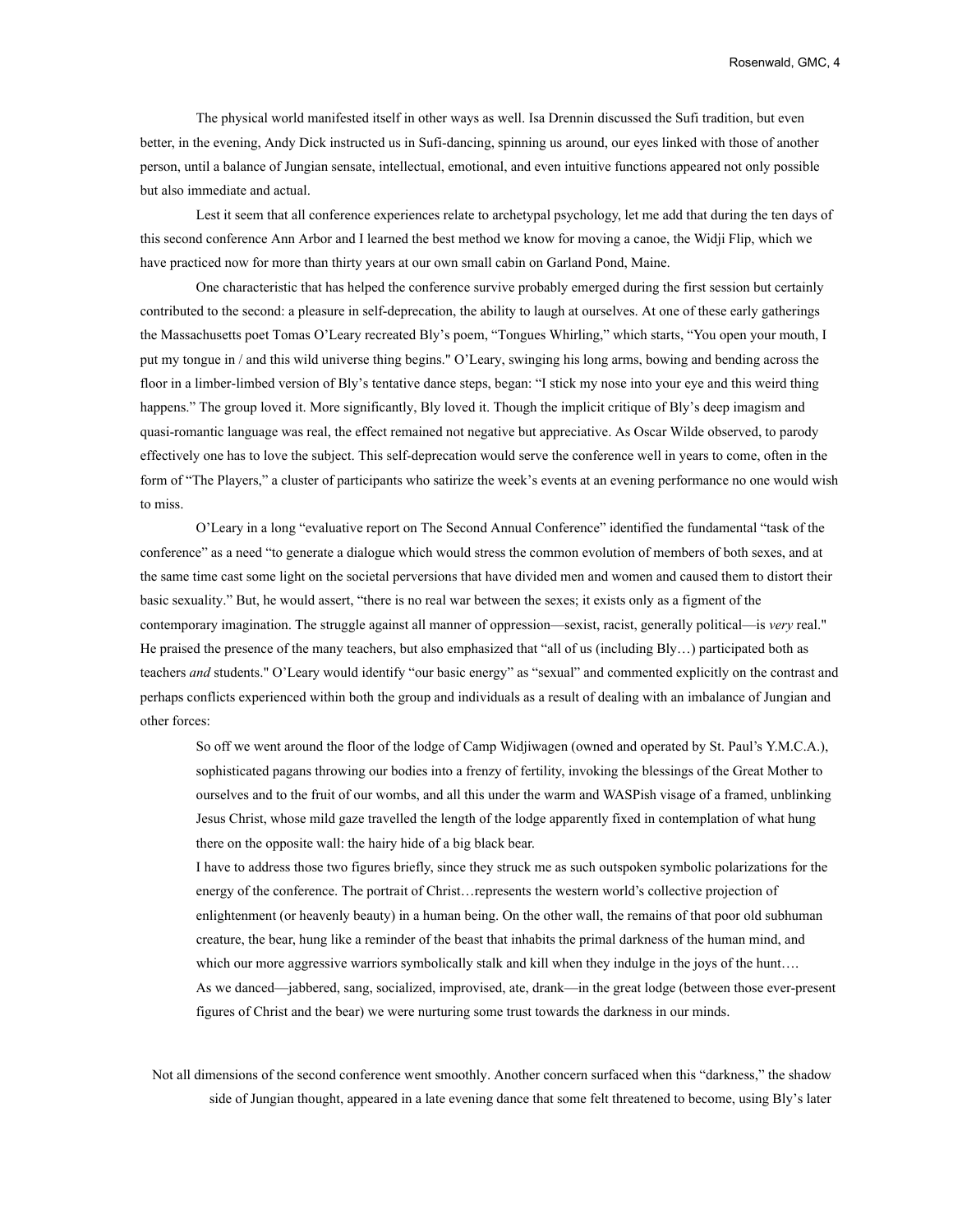The physical world manifested itself in other ways as well. Isa Drennin discussed the Sufi tradition, but even better, in the evening, Andy Dick instructed us in Sufi-dancing, spinning us around, our eyes linked with those of another person, until a balance of Jungian sensate, intellectual, emotional, and even intuitive functions appeared not only possible but also immediate and actual.

Lest it seem that all conference experiences relate to archetypal psychology, let me add that during the ten days of this second conference Ann Arbor and I learned the best method we know for moving a canoe, the Widji Flip, which we have practiced now for more than thirty years at our own small cabin on Garland Pond, Maine.

One characteristic that has helped the conference survive probably emerged during the first session but certainly contributed to the second: a pleasure in self-deprecation, the ability to laugh at ourselves. At one of these early gatherings the Massachusetts poet Tomas O'Leary recreated Bly's poem, "Tongues Whirling," which starts, "You open your mouth, I put my tongue in / and this wild universe thing begins." O'Leary, swinging his long arms, bowing and bending across the floor in a limber-limbed version of Bly's tentative dance steps, began: "I stick my nose into your eye and this weird thing happens." The group loved it. More significantly, Bly loved it. Though the implicit critique of Bly's deep imagism and quasi-romantic language was real, the effect remained not negative but appreciative. As Oscar Wilde observed, to parody effectively one has to love the subject. This self-deprecation would serve the conference well in years to come, often in the form of "The Players," a cluster of participants who satirize the week's events at an evening performance no one would wish to miss.

O'Leary in a long "evaluative report on The Second Annual Conference" identified the fundamental "task of the conference" as a need "to generate a dialogue which would stress the common evolution of members of both sexes, and at the same time cast some light on the societal perversions that have divided men and women and caused them to distort their basic sexuality." But, he would assert, "there is no real war between the sexes; it exists only as a figment of the contemporary imagination. The struggle against all manner of oppression—sexist, racist, generally political—is *very* real." He praised the presence of the many teachers, but also emphasized that "all of us (including Bly…) participated both as teachers *and* students." O'Leary would identify "our basic energy" as "sexual" and commented explicitly on the contrast and perhaps conflicts experienced within both the group and individuals as a result of dealing with an imbalance of Jungian and other forces:

> So off we went around the floor of the lodge of Camp Widjiwagen (owned and operated by St. Paul's Y.M.C.A.), sophisticated pagans throwing our bodies into a frenzy of fertility, invoking the blessings of the Great Mother to ourselves and to the fruit of our wombs, and all this under the warm and WASPish visage of a framed, unblinking Jesus Christ, whose mild gaze travelled the length of the lodge apparently fixed in contemplation of what hung there on the opposite wall: the hairy hide of a big black bear.
>
> I have to address those two figures briefly, since they struck me as such outspoken symbolic polarizations for the energy of the conference. The portrait of Christ…represents the western world's collective projection of enlightenment (or heavenly beauty) in a human being. On the other wall, the remains of that poor old subhuman creature, the bear, hung like a reminder of the beast that inhabits the primal darkness of the human mind, and which our more aggressive warriors symbolically stalk and kill when they indulge in the joys of the hunt….
>
> As we danced—jabbered, sang, socialized, improvised, ate, drank—in the great lodge (between those ever-present figures of Christ and the bear) we were nurturing some trust towards the darkness in our minds.

Not all dimensions of the second conference went smoothly. Another concern surfaced when this "darkness," the shadow side of Jungian thought, appeared in a late evening dance that some felt threatened to become, using Bly's later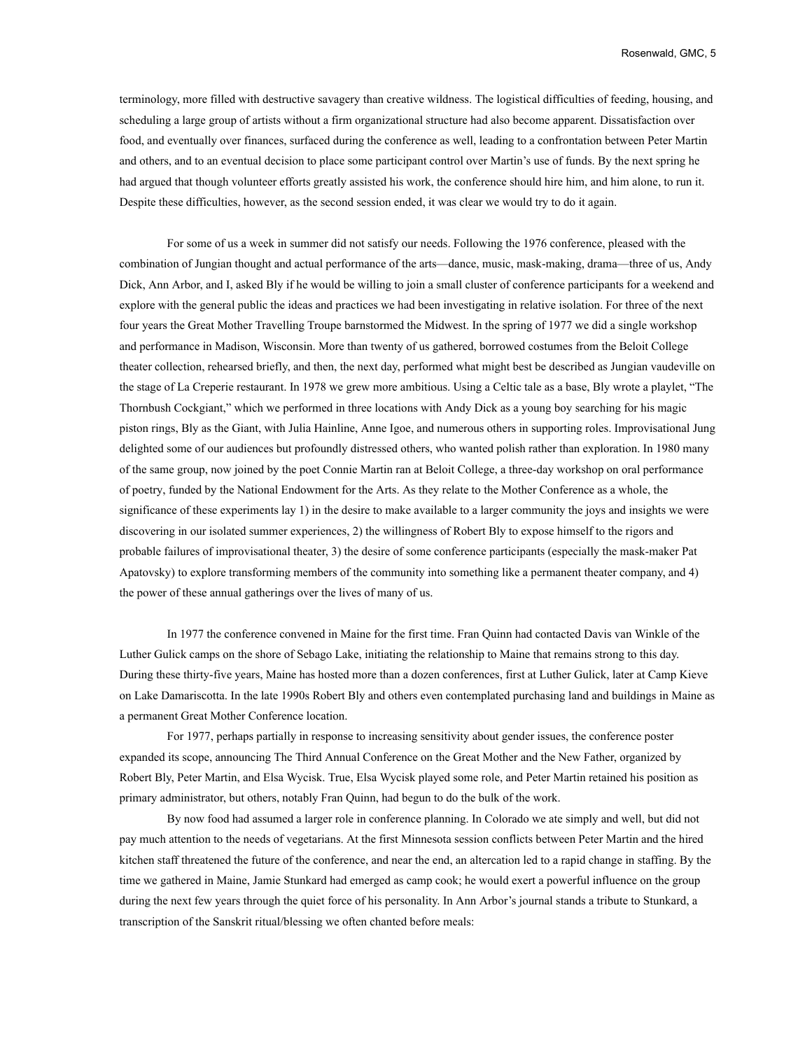terminology, more filled with destructive savagery than creative wildness. The logistical difficulties of feeding, housing, and scheduling a large group of artists without a firm organizational structure had also become apparent. Dissatisfaction over food, and eventually over finances, surfaced during the conference as well, leading to a confrontation between Peter Martin and others, and to an eventual decision to place some participant control over Martin's use of funds. By the next spring he had argued that though volunteer efforts greatly assisted his work, the conference should hire him, and him alone, to run it. Despite these difficulties, however, as the second session ended, it was clear we would try to do it again.

For some of us a week in summer did not satisfy our needs. Following the 1976 conference, pleased with the combination of Jungian thought and actual performance of the arts—dance, music, mask-making, drama—three of us, Andy Dick, Ann Arbor, and I, asked Bly if he would be willing to join a small cluster of conference participants for a weekend and explore with the general public the ideas and practices we had been investigating in relative isolation. For three of the next four years the Great Mother Travelling Troupe barnstormed the Midwest. In the spring of 1977 we did a single workshop and performance in Madison, Wisconsin. More than twenty of us gathered, borrowed costumes from the Beloit College theater collection, rehearsed briefly, and then, the next day, performed what might best be described as Jungian vaudeville on the stage of La Creperie restaurant. In 1978 we grew more ambitious. Using a Celtic tale as a base, Bly wrote a playlet, "The Thornbush Cockgiant," which we performed in three locations with Andy Dick as a young boy searching for his magic piston rings, Bly as the Giant, with Julia Hainline, Anne Igoe, and numerous others in supporting roles. Improvisational Jung delighted some of our audiences but profoundly distressed others, who wanted polish rather than exploration. In 1980 many of the same group, now joined by the poet Connie Martin ran at Beloit College, a three-day workshop on oral performance of poetry, funded by the National Endowment for the Arts. As they relate to the Mother Conference as a whole, the significance of these experiments lay 1) in the desire to make available to a larger community the joys and insights we were discovering in our isolated summer experiences, 2) the willingness of Robert Bly to expose himself to the rigors and probable failures of improvisational theater, 3) the desire of some conference participants (especially the mask-maker Pat Apatovsky) to explore transforming members of the community into something like a permanent theater company, and 4) the power of these annual gatherings over the lives of many of us.

In 1977 the conference convened in Maine for the first time. Fran Quinn had contacted Davis van Winkle of the Luther Gulick camps on the shore of Sebago Lake, initiating the relationship to Maine that remains strong to this day. During these thirty-five years, Maine has hosted more than a dozen conferences, first at Luther Gulick, later at Camp Kieve on Lake Damariscotta. In the late 1990s Robert Bly and others even contemplated purchasing land and buildings in Maine as a permanent Great Mother Conference location.

For 1977, perhaps partially in response to increasing sensitivity about gender issues, the conference poster expanded its scope, announcing The Third Annual Conference on the Great Mother and the New Father, organized by Robert Bly, Peter Martin, and Elsa Wycisk. True, Elsa Wycisk played some role, and Peter Martin retained his position as primary administrator, but others, notably Fran Quinn, had begun to do the bulk of the work.

By now food had assumed a larger role in conference planning. In Colorado we ate simply and well, but did not pay much attention to the needs of vegetarians. At the first Minnesota session conflicts between Peter Martin and the hired kitchen staff threatened the future of the conference, and near the end, an altercation led to a rapid change in staffing. By the time we gathered in Maine, Jamie Stunkard had emerged as camp cook; he would exert a powerful influence on the group during the next few years through the quiet force of his personality. In Ann Arbor's journal stands a tribute to Stunkard, a transcription of the Sanskrit ritual/blessing we often chanted before meals: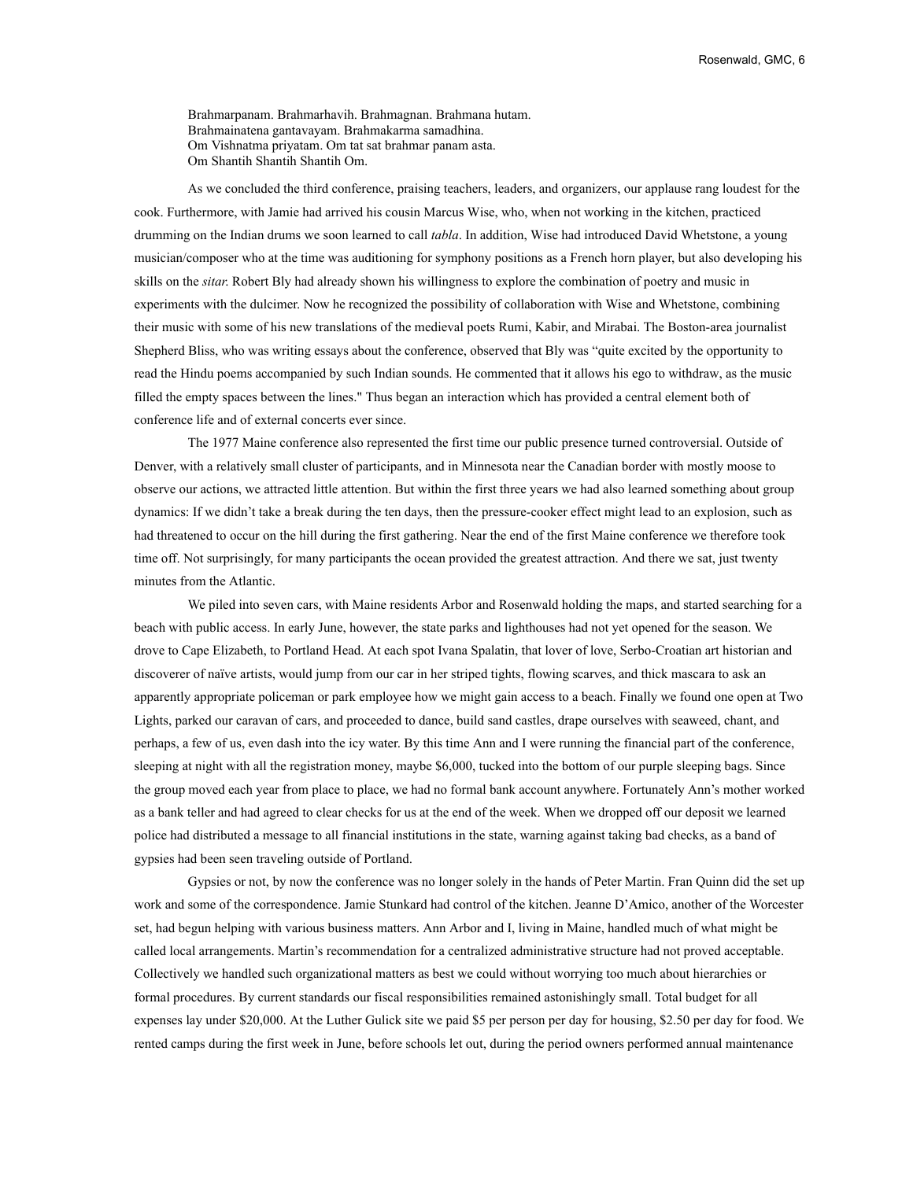> Brahmarpanam. Brahmarhavih. Brahmagnan. Brahmana hutam.
> Brahmainatena gantavayam. Brahmakarma samadhina.
> Om Vishnatma priyatam. Om tat sat brahmar panam asta.
> Om Shantih Shantih Shantih Om.

As we concluded the third conference, praising teachers, leaders, and organizers, our applause rang loudest for the cook. Furthermore, with Jamie had arrived his cousin Marcus Wise, who, when not working in the kitchen, practiced drumming on the Indian drums we soon learned to call *tabla*. In addition, Wise had introduced David Whetstone, a young musician/composer who at the time was auditioning for symphony positions as a French horn player, but also developing his skills on the *sitar*. Robert Bly had already shown his willingness to explore the combination of poetry and music in experiments with the dulcimer. Now he recognized the possibility of collaboration with Wise and Whetstone, combining their music with some of his new translations of the medieval poets Rumi, Kabir, and Mirabai. The Boston-area journalist Shepherd Bliss, who was writing essays about the conference, observed that Bly was "quite excited by the opportunity to read the Hindu poems accompanied by such Indian sounds. He commented that it allows his ego to withdraw, as the music filled the empty spaces between the lines." Thus began an interaction which has provided a central element both of conference life and of external concerts ever since.

The 1977 Maine conference also represented the first time our public presence turned controversial. Outside of Denver, with a relatively small cluster of participants, and in Minnesota near the Canadian border with mostly moose to observe our actions, we attracted little attention. But within the first three years we had also learned something about group dynamics: If we didn't take a break during the ten days, then the pressure-cooker effect might lead to an explosion, such as had threatened to occur on the hill during the first gathering. Near the end of the first Maine conference we therefore took time off. Not surprisingly, for many participants the ocean provided the greatest attraction. And there we sat, just twenty minutes from the Atlantic.

We piled into seven cars, with Maine residents Arbor and Rosenwald holding the maps, and started searching for a beach with public access. In early June, however, the state parks and lighthouses had not yet opened for the season. We drove to Cape Elizabeth, to Portland Head. At each spot Ivana Spalatin, that lover of love, Serbo-Croatian art historian and discoverer of naïve artists, would jump from our car in her striped tights, flowing scarves, and thick mascara to ask an apparently appropriate policeman or park employee how we might gain access to a beach. Finally we found one open at Two Lights, parked our caravan of cars, and proceeded to dance, build sand castles, drape ourselves with seaweed, chant, and perhaps, a few of us, even dash into the icy water. By this time Ann and I were running the financial part of the conference, sleeping at night with all the registration money, maybe $6,000, tucked into the bottom of our purple sleeping bags. Since the group moved each year from place to place, we had no formal bank account anywhere. Fortunately Ann's mother worked as a bank teller and had agreed to clear checks for us at the end of the week. When we dropped off our deposit we learned police had distributed a message to all financial institutions in the state, warning against taking bad checks, as a band of gypsies had been seen traveling outside of Portland.

Gypsies or not, by now the conference was no longer solely in the hands of Peter Martin. Fran Quinn did the set up work and some of the correspondence. Jamie Stunkard had control of the kitchen. Jeanne D'Amico, another of the Worcester set, had begun helping with various business matters. Ann Arbor and I, living in Maine, handled much of what might be called local arrangements. Martin's recommendation for a centralized administrative structure had not proved acceptable. Collectively we handled such organizational matters as best we could without worrying too much about hierarchies or formal procedures. By current standards our fiscal responsibilities remained astonishingly small. Total budget for all expenses lay under $20,000. At the Luther Gulick site we paid $5 per person per day for housing, $2.50 per day for food. We rented camps during the first week in June, before schools let out, during the period owners performed annual maintenance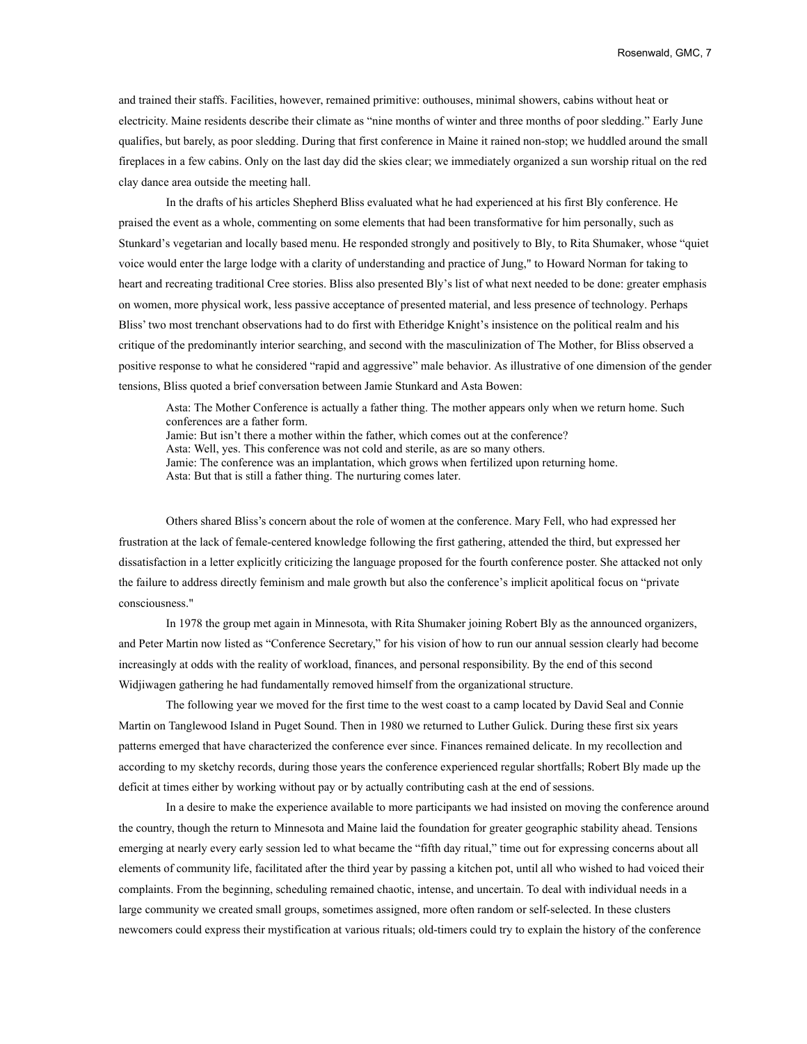and trained their staffs. Facilities, however, remained primitive: outhouses, minimal showers, cabins without heat or electricity. Maine residents describe their climate as "nine months of winter and three months of poor sledding." Early June qualifies, but barely, as poor sledding. During that first conference in Maine it rained non-stop; we huddled around the small fireplaces in a few cabins. Only on the last day did the skies clear; we immediately organized a sun worship ritual on the red clay dance area outside the meeting hall.

In the drafts of his articles Shepherd Bliss evaluated what he had experienced at his first Bly conference. He praised the event as a whole, commenting on some elements that had been transformative for him personally, such as Stunkard's vegetarian and locally based menu. He responded strongly and positively to Bly, to Rita Shumaker, whose "quiet voice would enter the large lodge with a clarity of understanding and practice of Jung," to Howard Norman for taking to heart and recreating traditional Cree stories. Bliss also presented Bly's list of what next needed to be done: greater emphasis on women, more physical work, less passive acceptance of presented material, and less presence of technology. Perhaps Bliss' two most trenchant observations had to do first with Etheridge Knight's insistence on the political realm and his critique of the predominantly interior searching, and second with the masculinization of The Mother, for Bliss observed a positive response to what he considered "rapid and aggressive" male behavior. As illustrative of one dimension of the gender tensions, Bliss quoted a brief conversation between Jamie Stunkard and Asta Bowen:

> Asta: The Mother Conference is actually a father thing. The mother appears only when we return home. Such conferences are a father form.
> Jamie: But isn't there a mother within the father, which comes out at the conference?
> Asta: Well, yes. This conference was not cold and sterile, as are so many others.
> Jamie: The conference was an implantation, which grows when fertilized upon returning home.
> Asta: But that is still a father thing. The nurturing comes later.

Others shared Bliss's concern about the role of women at the conference. Mary Fell, who had expressed her frustration at the lack of female-centered knowledge following the first gathering, attended the third, but expressed her dissatisfaction in a letter explicitly criticizing the language proposed for the fourth conference poster. She attacked not only the failure to address directly feminism and male growth but also the conference's implicit apolitical focus on "private consciousness."

In 1978 the group met again in Minnesota, with Rita Shumaker joining Robert Bly as the announced organizers, and Peter Martin now listed as "Conference Secretary," for his vision of how to run our annual session clearly had become increasingly at odds with the reality of workload, finances, and personal responsibility. By the end of this second Widjiwagen gathering he had fundamentally removed himself from the organizational structure.

The following year we moved for the first time to the west coast to a camp located by David Seal and Connie Martin on Tanglewood Island in Puget Sound. Then in 1980 we returned to Luther Gulick. During these first six years patterns emerged that have characterized the conference ever since. Finances remained delicate. In my recollection and according to my sketchy records, during those years the conference experienced regular shortfalls; Robert Bly made up the deficit at times either by working without pay or by actually contributing cash at the end of sessions.

In a desire to make the experience available to more participants we had insisted on moving the conference around the country, though the return to Minnesota and Maine laid the foundation for greater geographic stability ahead. Tensions emerging at nearly every early session led to what became the "fifth day ritual," time out for expressing concerns about all elements of community life, facilitated after the third year by passing a kitchen pot, until all who wished to had voiced their complaints. From the beginning, scheduling remained chaotic, intense, and uncertain. To deal with individual needs in a large community we created small groups, sometimes assigned, more often random or self-selected. In these clusters newcomers could express their mystification at various rituals; old-timers could try to explain the history of the conference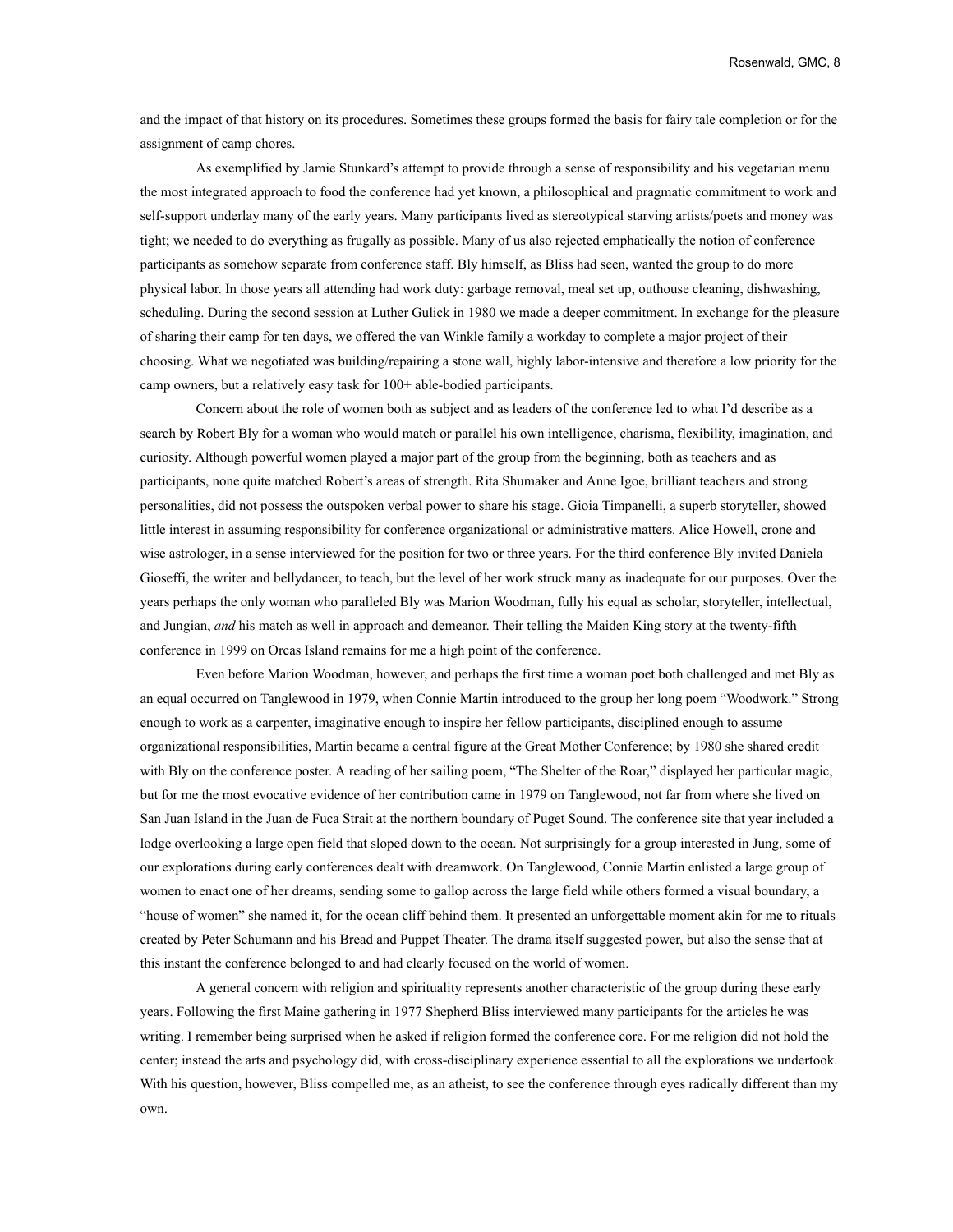and the impact of that history on its procedures. Sometimes these groups formed the basis for fairy tale completion or for the assignment of camp chores.

As exemplified by Jamie Stunkard's attempt to provide through a sense of responsibility and his vegetarian menu the most integrated approach to food the conference had yet known, a philosophical and pragmatic commitment to work and self-support underlay many of the early years. Many participants lived as stereotypical starving artists/poets and money was tight; we needed to do everything as frugally as possible. Many of us also rejected emphatically the notion of conference participants as somehow separate from conference staff. Bly himself, as Bliss had seen, wanted the group to do more physical labor. In those years all attending had work duty: garbage removal, meal set up, outhouse cleaning, dishwashing, scheduling. During the second session at Luther Gulick in 1980 we made a deeper commitment. In exchange for the pleasure of sharing their camp for ten days, we offered the van Winkle family a workday to complete a major project of their choosing. What we negotiated was building/repairing a stone wall, highly labor-intensive and therefore a low priority for the camp owners, but a relatively easy task for 100+ able-bodied participants.

Concern about the role of women both as subject and as leaders of the conference led to what I'd describe as a search by Robert Bly for a woman who would match or parallel his own intelligence, charisma, flexibility, imagination, and curiosity. Although powerful women played a major part of the group from the beginning, both as teachers and as participants, none quite matched Robert's areas of strength. Rita Shumaker and Anne Igoe, brilliant teachers and strong personalities, did not possess the outspoken verbal power to share his stage. Gioia Timpanelli, a superb storyteller, showed little interest in assuming responsibility for conference organizational or administrative matters. Alice Howell, crone and wise astrologer, in a sense interviewed for the position for two or three years. For the third conference Bly invited Daniela Gioseffi, the writer and bellydancer, to teach, but the level of her work struck many as inadequate for our purposes. Over the years perhaps the only woman who paralleled Bly was Marion Woodman, fully his equal as scholar, storyteller, intellectual, and Jungian, *and* his match as well in approach and demeanor. Their telling the Maiden King story at the twenty-fifth conference in 1999 on Orcas Island remains for me a high point of the conference.

Even before Marion Woodman, however, and perhaps the first time a woman poet both challenged and met Bly as an equal occurred on Tanglewood in 1979, when Connie Martin introduced to the group her long poem "Woodwork." Strong enough to work as a carpenter, imaginative enough to inspire her fellow participants, disciplined enough to assume organizational responsibilities, Martin became a central figure at the Great Mother Conference; by 1980 she shared credit with Bly on the conference poster. A reading of her sailing poem, "The Shelter of the Roar," displayed her particular magic, but for me the most evocative evidence of her contribution came in 1979 on Tanglewood, not far from where she lived on San Juan Island in the Juan de Fuca Strait at the northern boundary of Puget Sound. The conference site that year included a lodge overlooking a large open field that sloped down to the ocean. Not surprisingly for a group interested in Jung, some of our explorations during early conferences dealt with dreamwork. On Tanglewood, Connie Martin enlisted a large group of women to enact one of her dreams, sending some to gallop across the large field while others formed a visual boundary, a "house of women" she named it, for the ocean cliff behind them. It presented an unforgettable moment akin for me to rituals created by Peter Schumann and his Bread and Puppet Theater. The drama itself suggested power, but also the sense that at this instant the conference belonged to and had clearly focused on the world of women.

A general concern with religion and spirituality represents another characteristic of the group during these early years. Following the first Maine gathering in 1977 Shepherd Bliss interviewed many participants for the articles he was writing. I remember being surprised when he asked if religion formed the conference core. For me religion did not hold the center; instead the arts and psychology did, with cross-disciplinary experience essential to all the explorations we undertook. With his question, however, Bliss compelled me, as an atheist, to see the conference through eyes radically different than my own.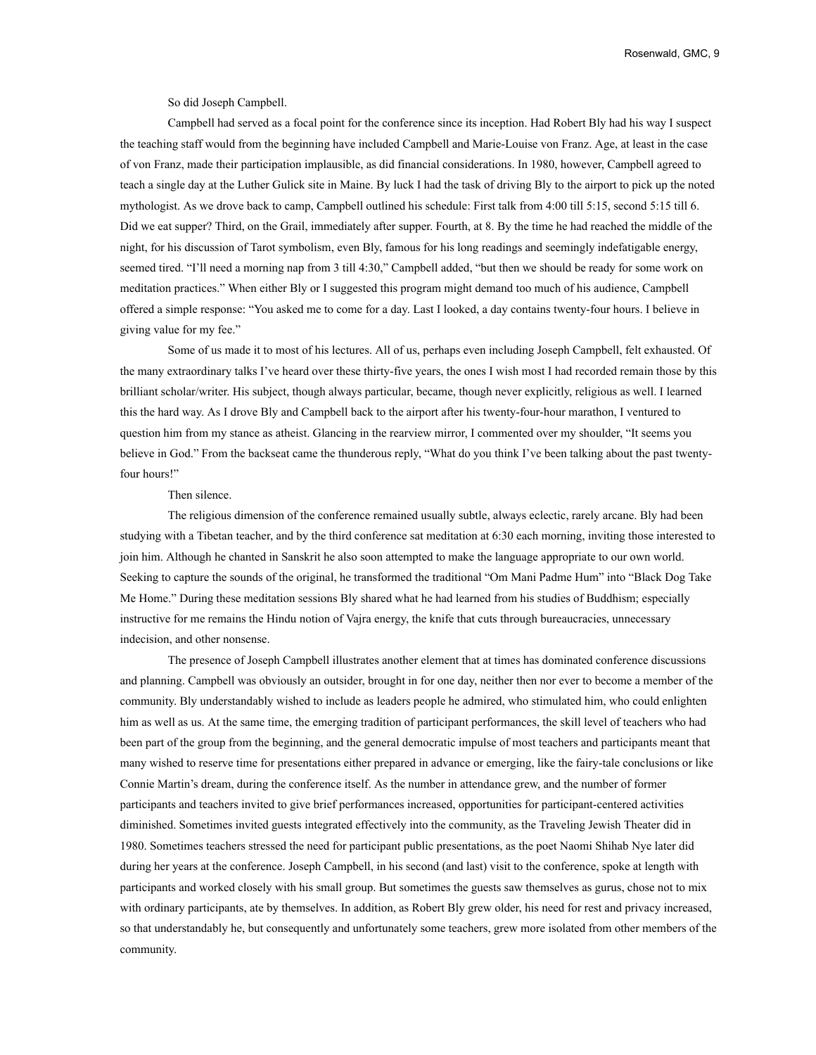So did Joseph Campbell.

Campbell had served as a focal point for the conference since its inception. Had Robert Bly had his way I suspect the teaching staff would from the beginning have included Campbell and Marie-Louise von Franz. Age, at least in the case of von Franz, made their participation implausible, as did financial considerations. In 1980, however, Campbell agreed to teach a single day at the Luther Gulick site in Maine. By luck I had the task of driving Bly to the airport to pick up the noted mythologist. As we drove back to camp, Campbell outlined his schedule: First talk from 4:00 till 5:15, second 5:15 till 6. Did we eat supper? Third, on the Grail, immediately after supper. Fourth, at 8. By the time he had reached the middle of the night, for his discussion of Tarot symbolism, even Bly, famous for his long readings and seemingly indefatigable energy, seemed tired. "I'll need a morning nap from 3 till 4:30," Campbell added, "but then we should be ready for some work on meditation practices." When either Bly or I suggested this program might demand too much of his audience, Campbell offered a simple response: "You asked me to come for a day. Last I looked, a day contains twenty-four hours. I believe in giving value for my fee."

Some of us made it to most of his lectures. All of us, perhaps even including Joseph Campbell, felt exhausted. Of the many extraordinary talks I've heard over these thirty-five years, the ones I wish most I had recorded remain those by this brilliant scholar/writer. His subject, though always particular, became, though never explicitly, religious as well. I learned this the hard way. As I drove Bly and Campbell back to the airport after his twenty-four-hour marathon, I ventured to question him from my stance as atheist. Glancing in the rearview mirror, I commented over my shoulder, "It seems you believe in God." From the backseat came the thunderous reply, "What do you think I've been talking about the past twenty-four hours!"

Then silence.

The religious dimension of the conference remained usually subtle, always eclectic, rarely arcane. Bly had been studying with a Tibetan teacher, and by the third conference sat meditation at 6:30 each morning, inviting those interested to join him. Although he chanted in Sanskrit he also soon attempted to make the language appropriate to our own world. Seeking to capture the sounds of the original, he transformed the traditional "Om Mani Padme Hum" into "Black Dog Take Me Home." During these meditation sessions Bly shared what he had learned from his studies of Buddhism; especially instructive for me remains the Hindu notion of Vajra energy, the knife that cuts through bureaucracies, unnecessary indecision, and other nonsense.

The presence of Joseph Campbell illustrates another element that at times has dominated conference discussions and planning. Campbell was obviously an outsider, brought in for one day, neither then nor ever to become a member of the community. Bly understandably wished to include as leaders people he admired, who stimulated him, who could enlighten him as well as us. At the same time, the emerging tradition of participant performances, the skill level of teachers who had been part of the group from the beginning, and the general democratic impulse of most teachers and participants meant that many wished to reserve time for presentations either prepared in advance or emerging, like the fairy-tale conclusions or like Connie Martin's dream, during the conference itself. As the number in attendance grew, and the number of former participants and teachers invited to give brief performances increased, opportunities for participant-centered activities diminished. Sometimes invited guests integrated effectively into the community, as the Traveling Jewish Theater did in 1980. Sometimes teachers stressed the need for participant public presentations, as the poet Naomi Shihab Nye later did during her years at the conference. Joseph Campbell, in his second (and last) visit to the conference, spoke at length with participants and worked closely with his small group. But sometimes the guests saw themselves as gurus, chose not to mix with ordinary participants, ate by themselves. In addition, as Robert Bly grew older, his need for rest and privacy increased, so that understandably he, but consequently and unfortunately some teachers, grew more isolated from other members of the community.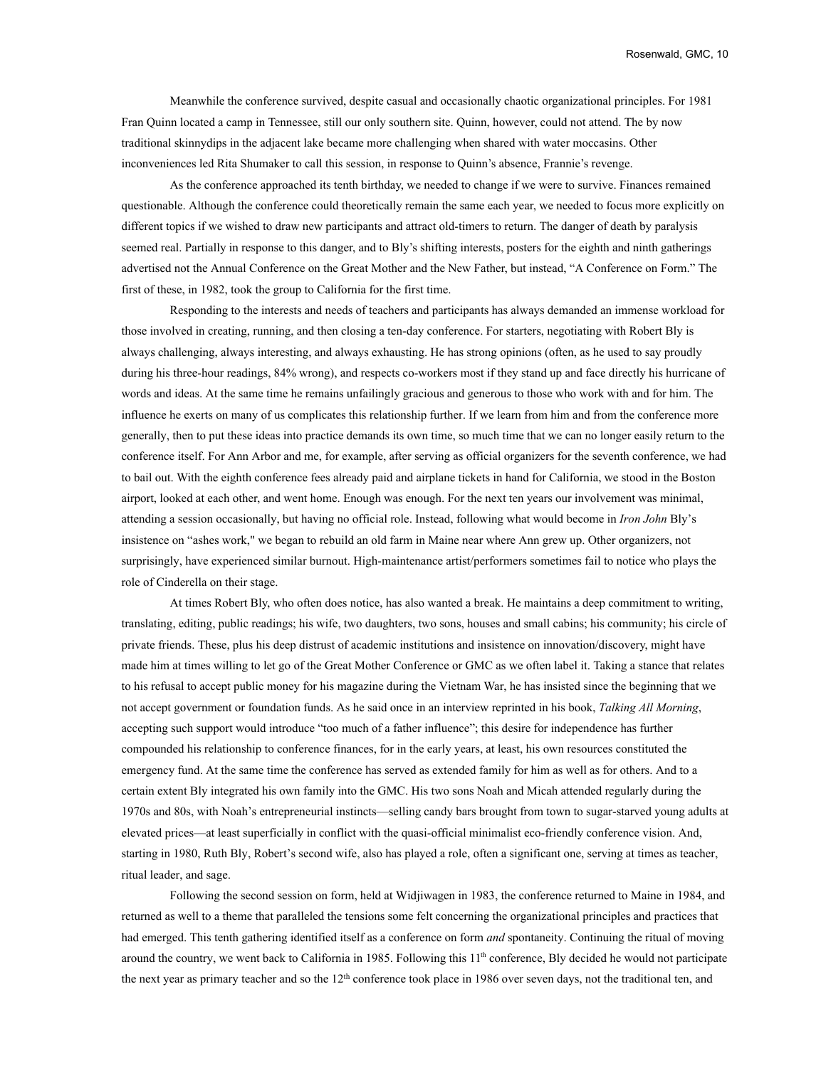Meanwhile the conference survived, despite casual and occasionally chaotic organizational principles. For 1981 Fran Quinn located a camp in Tennessee, still our only southern site. Quinn, however, could not attend. The by now traditional skinnydips in the adjacent lake became more challenging when shared with water moccasins. Other inconveniences led Rita Shumaker to call this session, in response to Quinn's absence, Frannie's revenge.

As the conference approached its tenth birthday, we needed to change if we were to survive. Finances remained questionable. Although the conference could theoretically remain the same each year, we needed to focus more explicitly on different topics if we wished to draw new participants and attract old-timers to return. The danger of death by paralysis seemed real. Partially in response to this danger, and to Bly's shifting interests, posters for the eighth and ninth gatherings advertised not the Annual Conference on the Great Mother and the New Father, but instead, "A Conference on Form." The first of these, in 1982, took the group to California for the first time.

Responding to the interests and needs of teachers and participants has always demanded an immense workload for those involved in creating, running, and then closing a ten-day conference. For starters, negotiating with Robert Bly is always challenging, always interesting, and always exhausting. He has strong opinions (often, as he used to say proudly during his three-hour readings, 84% wrong), and respects co-workers most if they stand up and face directly his hurricane of words and ideas. At the same time he remains unfailingly gracious and generous to those who work with and for him. The influence he exerts on many of us complicates this relationship further. If we learn from him and from the conference more generally, then to put these ideas into practice demands its own time, so much time that we can no longer easily return to the conference itself. For Ann Arbor and me, for example, after serving as official organizers for the seventh conference, we had to bail out. With the eighth conference fees already paid and airplane tickets in hand for California, we stood in the Boston airport, looked at each other, and went home. Enough was enough. For the next ten years our involvement was minimal, attending a session occasionally, but having no official role. Instead, following what would become in *Iron John* Bly's insistence on "ashes work," we began to rebuild an old farm in Maine near where Ann grew up. Other organizers, not surprisingly, have experienced similar burnout. High-maintenance artist/performers sometimes fail to notice who plays the role of Cinderella on their stage.

At times Robert Bly, who often does notice, has also wanted a break. He maintains a deep commitment to writing, translating, editing, public readings; his wife, two daughters, two sons, houses and small cabins; his community; his circle of private friends. These, plus his deep distrust of academic institutions and insistence on innovation/discovery, might have made him at times willing to let go of the Great Mother Conference or GMC as we often label it. Taking a stance that relates to his refusal to accept public money for his magazine during the Vietnam War, he has insisted since the beginning that we not accept government or foundation funds. As he said once in an interview reprinted in his book, *Talking All Morning*, accepting such support would introduce "too much of a father influence"; this desire for independence has further compounded his relationship to conference finances, for in the early years, at least, his own resources constituted the emergency fund. At the same time the conference has served as extended family for him as well as for others. And to a certain extent Bly integrated his own family into the GMC. His two sons Noah and Micah attended regularly during the 1970s and 80s, with Noah's entrepreneurial instincts—selling candy bars brought from town to sugar-starved young adults at elevated prices—at least superficially in conflict with the quasi-official minimalist eco-friendly conference vision. And, starting in 1980, Ruth Bly, Robert's second wife, also has played a role, often a significant one, serving at times as teacher, ritual leader, and sage.

Following the second session on form, held at Widjiwagen in 1983, the conference returned to Maine in 1984, and returned as well to a theme that paralleled the tensions some felt concerning the organizational principles and practices that had emerged. This tenth gathering identified itself as a conference on form *and* spontaneity. Continuing the ritual of moving around the country, we went back to California in 1985. Following this 11th conference, Bly decided he would not participate the next year as primary teacher and so the 12th conference took place in 1986 over seven days, not the traditional ten, and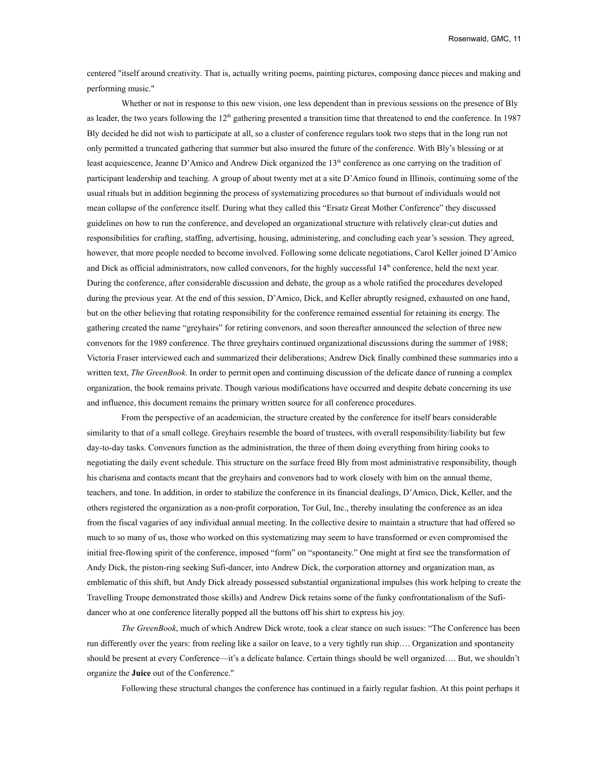centered "itself around creativity. That is, actually writing poems, painting pictures, composing dance pieces and making and performing music."

Whether or not in response to this new vision, one less dependent than in previous sessions on the presence of Bly as leader, the two years following the 12th gathering presented a transition time that threatened to end the conference. In 1987 Bly decided he did not wish to participate at all, so a cluster of conference regulars took two steps that in the long run not only permitted a truncated gathering that summer but also insured the future of the conference. With Bly's blessing or at least acquiescence, Jeanne D'Amico and Andrew Dick organized the 13th conference as one carrying on the tradition of participant leadership and teaching. A group of about twenty met at a site D'Amico found in Illinois, continuing some of the usual rituals but in addition beginning the process of systematizing procedures so that burnout of individuals would not mean collapse of the conference itself. During what they called this "Ersatz Great Mother Conference" they discussed guidelines on how to run the conference, and developed an organizational structure with relatively clear-cut duties and responsibilities for crafting, staffing, advertising, housing, administering, and concluding each year's session. They agreed, however, that more people needed to become involved. Following some delicate negotiations, Carol Keller joined D'Amico and Dick as official administrators, now called convenors, for the highly successful 14th conference, held the next year. During the conference, after considerable discussion and debate, the group as a whole ratified the procedures developed during the previous year. At the end of this session, D'Amico, Dick, and Keller abruptly resigned, exhausted on one hand, but on the other believing that rotating responsibility for the conference remained essential for retaining its energy. The gathering created the name "greyhairs" for retiring convenors, and soon thereafter announced the selection of three new convenors for the 1989 conference. The three greyhairs continued organizational discussions during the summer of 1988; Victoria Fraser interviewed each and summarized their deliberations; Andrew Dick finally combined these summaries into a written text, *The GreenBook*. In order to permit open and continuing discussion of the delicate dance of running a complex organization, the book remains private. Though various modifications have occurred and despite debate concerning its use and influence, this document remains the primary written source for all conference procedures.

From the perspective of an academician, the structure created by the conference for itself bears considerable similarity to that of a small college. Greyhairs resemble the board of trustees, with overall responsibility/liability but few day-to-day tasks. Convenors function as the administration, the three of them doing everything from hiring cooks to negotiating the daily event schedule. This structure on the surface freed Bly from most administrative responsibility, though his charisma and contacts meant that the greyhairs and convenors had to work closely with him on the annual theme, teachers, and tone. In addition, in order to stabilize the conference in its financial dealings, D'Amico, Dick, Keller, and the others registered the organization as a non-profit corporation, Tor Gul, Inc., thereby insulating the conference as an idea from the fiscal vagaries of any individual annual meeting. In the collective desire to maintain a structure that had offered so much to so many of us, those who worked on this systematizing may seem to have transformed or even compromised the initial free-flowing spirit of the conference, imposed "form" on "spontaneity." One might at first see the transformation of Andy Dick, the piston-ring seeking Sufi-dancer, into Andrew Dick, the corporation attorney and organization man, as emblematic of this shift, but Andy Dick already possessed substantial organizational impulses (his work helping to create the Travelling Troupe demonstrated those skills) and Andrew Dick retains some of the funky confrontationalism of the Sufi-dancer who at one conference literally popped all the buttons off his shirt to express his joy.

*The GreenBook*, much of which Andrew Dick wrote, took a clear stance on such issues: "The Conference has been run differently over the years: from reeling like a sailor on leave, to a very tightly run ship…. Organization and spontaneity should be present at every Conference—it's a delicate balance. Certain things should be well organized…. But, we shouldn't organize the **Juice** out of the Conference."

Following these structural changes the conference has continued in a fairly regular fashion. At this point perhaps it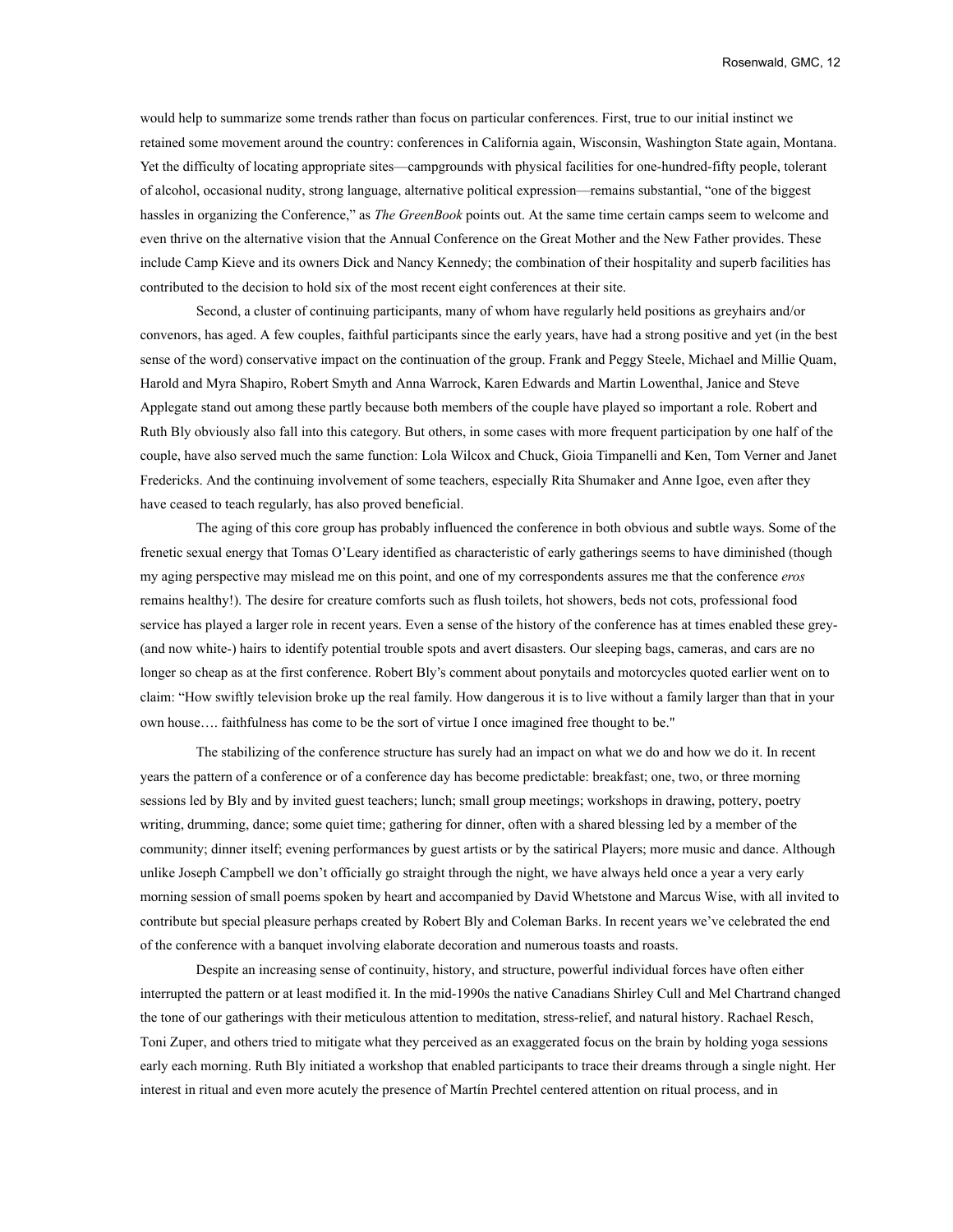would help to summarize some trends rather than focus on particular conferences. First, true to our initial instinct we retained some movement around the country: conferences in California again, Wisconsin, Washington State again, Montana. Yet the difficulty of locating appropriate sites—campgrounds with physical facilities for one-hundred-fifty people, tolerant of alcohol, occasional nudity, strong language, alternative political expression—remains substantial, "one of the biggest hassles in organizing the Conference," as *The GreenBook* points out. At the same time certain camps seem to welcome and even thrive on the alternative vision that the Annual Conference on the Great Mother and the New Father provides. These include Camp Kieve and its owners Dick and Nancy Kennedy; the combination of their hospitality and superb facilities has contributed to the decision to hold six of the most recent eight conferences at their site.

Second, a cluster of continuing participants, many of whom have regularly held positions as greyhairs and/or convenors, has aged. A few couples, faithful participants since the early years, have had a strong positive and yet (in the best sense of the word) conservative impact on the continuation of the group. Frank and Peggy Steele, Michael and Millie Quam, Harold and Myra Shapiro, Robert Smyth and Anna Warrock, Karen Edwards and Martin Lowenthal, Janice and Steve Applegate stand out among these partly because both members of the couple have played so important a role. Robert and Ruth Bly obviously also fall into this category. But others, in some cases with more frequent participation by one half of the couple, have also served much the same function: Lola Wilcox and Chuck, Gioia Timpanelli and Ken, Tom Verner and Janet Fredericks. And the continuing involvement of some teachers, especially Rita Shumaker and Anne Igoe, even after they have ceased to teach regularly, has also proved beneficial.

The aging of this core group has probably influenced the conference in both obvious and subtle ways. Some of the frenetic sexual energy that Tomas O'Leary identified as characteristic of early gatherings seems to have diminished (though my aging perspective may mislead me on this point, and one of my correspondents assures me that the conference *eros* remains healthy!). The desire for creature comforts such as flush toilets, hot showers, beds not cots, professional food service has played a larger role in recent years. Even a sense of the history of the conference has at times enabled these grey- (and now white-) hairs to identify potential trouble spots and avert disasters. Our sleeping bags, cameras, and cars are no longer so cheap as at the first conference. Robert Bly's comment about ponytails and motorcycles quoted earlier went on to claim: "How swiftly television broke up the real family. How dangerous it is to live without a family larger than that in your own house…. faithfulness has come to be the sort of virtue I once imagined free thought to be."

The stabilizing of the conference structure has surely had an impact on what we do and how we do it. In recent years the pattern of a conference or of a conference day has become predictable: breakfast; one, two, or three morning sessions led by Bly and by invited guest teachers; lunch; small group meetings; workshops in drawing, pottery, poetry writing, drumming, dance; some quiet time; gathering for dinner, often with a shared blessing led by a member of the community; dinner itself; evening performances by guest artists or by the satirical Players; more music and dance. Although unlike Joseph Campbell we don't officially go straight through the night, we have always held once a year a very early morning session of small poems spoken by heart and accompanied by David Whetstone and Marcus Wise, with all invited to contribute but special pleasure perhaps created by Robert Bly and Coleman Barks. In recent years we've celebrated the end of the conference with a banquet involving elaborate decoration and numerous toasts and roasts.

Despite an increasing sense of continuity, history, and structure, powerful individual forces have often either interrupted the pattern or at least modified it. In the mid-1990s the native Canadians Shirley Cull and Mel Chartrand changed the tone of our gatherings with their meticulous attention to meditation, stress-relief, and natural history. Rachael Resch, Toni Zuper, and others tried to mitigate what they perceived as an exaggerated focus on the brain by holding yoga sessions early each morning. Ruth Bly initiated a workshop that enabled participants to trace their dreams through a single night. Her interest in ritual and even more acutely the presence of Martín Prechtel centered attention on ritual process, and in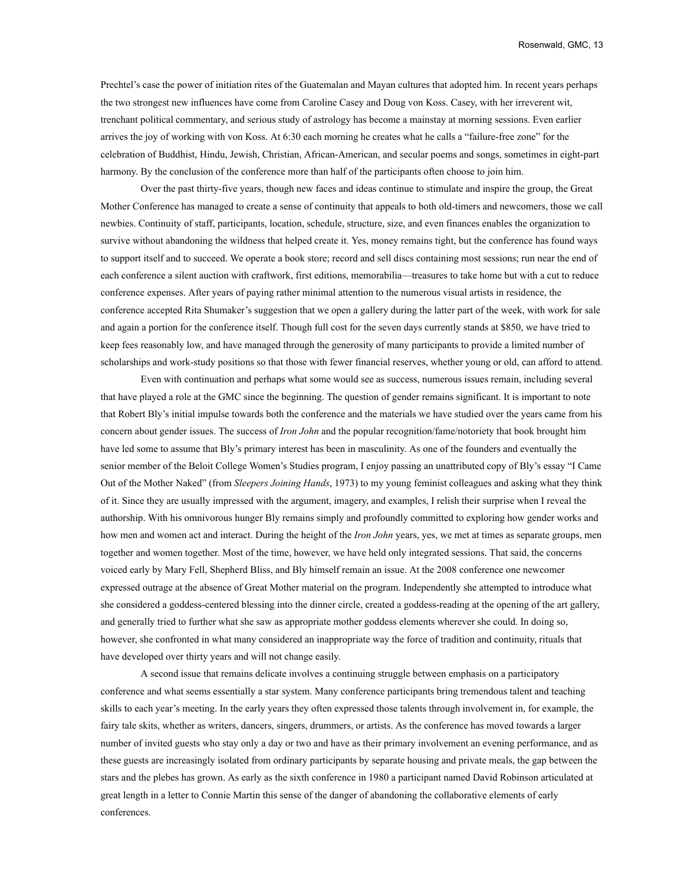Prechtel's case the power of initiation rites of the Guatemalan and Mayan cultures that adopted him. In recent years perhaps the two strongest new influences have come from Caroline Casey and Doug von Koss. Casey, with her irreverent wit, trenchant political commentary, and serious study of astrology has become a mainstay at morning sessions. Even earlier arrives the joy of working with von Koss. At 6:30 each morning he creates what he calls a "failure-free zone" for the celebration of Buddhist, Hindu, Jewish, Christian, African-American, and secular poems and songs, sometimes in eight-part harmony. By the conclusion of the conference more than half of the participants often choose to join him.

Over the past thirty-five years, though new faces and ideas continue to stimulate and inspire the group, the Great Mother Conference has managed to create a sense of continuity that appeals to both old-timers and newcomers, those we call newbies. Continuity of staff, participants, location, schedule, structure, size, and even finances enables the organization to survive without abandoning the wildness that helped create it. Yes, money remains tight, but the conference has found ways to support itself and to succeed. We operate a book store; record and sell discs containing most sessions; run near the end of each conference a silent auction with craftwork, first editions, memorabilia—treasures to take home but with a cut to reduce conference expenses. After years of paying rather minimal attention to the numerous visual artists in residence, the conference accepted Rita Shumaker's suggestion that we open a gallery during the latter part of the week, with work for sale and again a portion for the conference itself. Though full cost for the seven days currently stands at $850, we have tried to keep fees reasonably low, and have managed through the generosity of many participants to provide a limited number of scholarships and work-study positions so that those with fewer financial reserves, whether young or old, can afford to attend.

Even with continuation and perhaps what some would see as success, numerous issues remain, including several that have played a role at the GMC since the beginning. The question of gender remains significant. It is important to note that Robert Bly's initial impulse towards both the conference and the materials we have studied over the years came from his concern about gender issues. The success of *Iron John* and the popular recognition/fame/notoriety that book brought him have led some to assume that Bly's primary interest has been in masculinity. As one of the founders and eventually the senior member of the Beloit College Women's Studies program, I enjoy passing an unattributed copy of Bly's essay "I Came Out of the Mother Naked" (from *Sleepers Joining Hands*, 1973) to my young feminist colleagues and asking what they think of it. Since they are usually impressed with the argument, imagery, and examples, I relish their surprise when I reveal the authorship. With his omnivorous hunger Bly remains simply and profoundly committed to exploring how gender works and how men and women act and interact. During the height of the *Iron John* years, yes, we met at times as separate groups, men together and women together. Most of the time, however, we have held only integrated sessions. That said, the concerns voiced early by Mary Fell, Shepherd Bliss, and Bly himself remain an issue. At the 2008 conference one newcomer expressed outrage at the absence of Great Mother material on the program. Independently she attempted to introduce what she considered a goddess-centered blessing into the dinner circle, created a goddess-reading at the opening of the art gallery, and generally tried to further what she saw as appropriate mother goddess elements wherever she could. In doing so, however, she confronted in what many considered an inappropriate way the force of tradition and continuity, rituals that have developed over thirty years and will not change easily.

A second issue that remains delicate involves a continuing struggle between emphasis on a participatory conference and what seems essentially a star system. Many conference participants bring tremendous talent and teaching skills to each year's meeting. In the early years they often expressed those talents through involvement in, for example, the fairy tale skits, whether as writers, dancers, singers, drummers, or artists. As the conference has moved towards a larger number of invited guests who stay only a day or two and have as their primary involvement an evening performance, and as these guests are increasingly isolated from ordinary participants by separate housing and private meals, the gap between the stars and the plebes has grown. As early as the sixth conference in 1980 a participant named David Robinson articulated at great length in a letter to Connie Martin this sense of the danger of abandoning the collaborative elements of early conferences.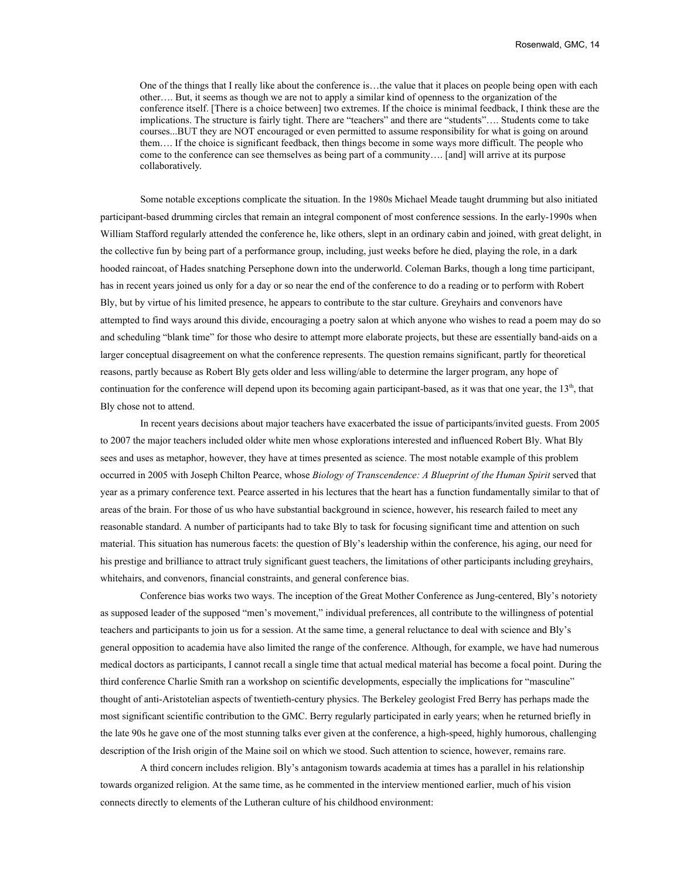> One of the things that I really like about the conference is…the value that it places on people being open with each other…. But, it seems as though we are not to apply a similar kind of openness to the organization of the conference itself. [There is a choice between] two extremes. If the choice is minimal feedback, I think these are the implications. The structure is fairly tight. There are "teachers" and there are "students"…. Students come to take courses...BUT they are NOT encouraged or even permitted to assume responsibility for what is going on around them…. If the choice is significant feedback, then things become in some ways more difficult. The people who come to the conference can see themselves as being part of a community…. [and] will arrive at its purpose collaboratively.

Some notable exceptions complicate the situation. In the 1980s Michael Meade taught drumming but also initiated participant-based drumming circles that remain an integral component of most conference sessions. In the early-1990s when William Stafford regularly attended the conference he, like others, slept in an ordinary cabin and joined, with great delight, in the collective fun by being part of a performance group, including, just weeks before he died, playing the role, in a dark hooded raincoat, of Hades snatching Persephone down into the underworld. Coleman Barks, though a long time participant, has in recent years joined us only for a day or so near the end of the conference to do a reading or to perform with Robert Bly, but by virtue of his limited presence, he appears to contribute to the star culture. Greyhairs and convenors have attempted to find ways around this divide, encouraging a poetry salon at which anyone who wishes to read a poem may do so and scheduling "blank time" for those who desire to attempt more elaborate projects, but these are essentially band-aids on a larger conceptual disagreement on what the conference represents. The question remains significant, partly for theoretical reasons, partly because as Robert Bly gets older and less willing/able to determine the larger program, any hope of continuation for the conference will depend upon its becoming again participant-based, as it was that one year, the 13th, that Bly chose not to attend.

In recent years decisions about major teachers have exacerbated the issue of participants/invited guests. From 2005 to 2007 the major teachers included older white men whose explorations interested and influenced Robert Bly. What Bly sees and uses as metaphor, however, they have at times presented as science. The most notable example of this problem occurred in 2005 with Joseph Chilton Pearce, whose *Biology of Transcendence: A Blueprint of the Human Spirit* served that year as a primary conference text. Pearce asserted in his lectures that the heart has a function fundamentally similar to that of areas of the brain. For those of us who have substantial background in science, however, his research failed to meet any reasonable standard. A number of participants had to take Bly to task for focusing significant time and attention on such material. This situation has numerous facets: the question of Bly's leadership within the conference, his aging, our need for his prestige and brilliance to attract truly significant guest teachers, the limitations of other participants including greyhairs, whitehairs, and convenors, financial constraints, and general conference bias.

Conference bias works two ways. The inception of the Great Mother Conference as Jung-centered, Bly's notoriety as supposed leader of the supposed "men's movement," individual preferences, all contribute to the willingness of potential teachers and participants to join us for a session. At the same time, a general reluctance to deal with science and Bly's general opposition to academia have also limited the range of the conference. Although, for example, we have had numerous medical doctors as participants, I cannot recall a single time that actual medical material has become a focal point. During the third conference Charlie Smith ran a workshop on scientific developments, especially the implications for "masculine" thought of anti-Aristotelian aspects of twentieth-century physics. The Berkeley geologist Fred Berry has perhaps made the most significant scientific contribution to the GMC. Berry regularly participated in early years; when he returned briefly in the late 90s he gave one of the most stunning talks ever given at the conference, a high-speed, highly humorous, challenging description of the Irish origin of the Maine soil on which we stood. Such attention to science, however, remains rare.

A third concern includes religion. Bly's antagonism towards academia at times has a parallel in his relationship towards organized religion. At the same time, as he commented in the interview mentioned earlier, much of his vision connects directly to elements of the Lutheran culture of his childhood environment: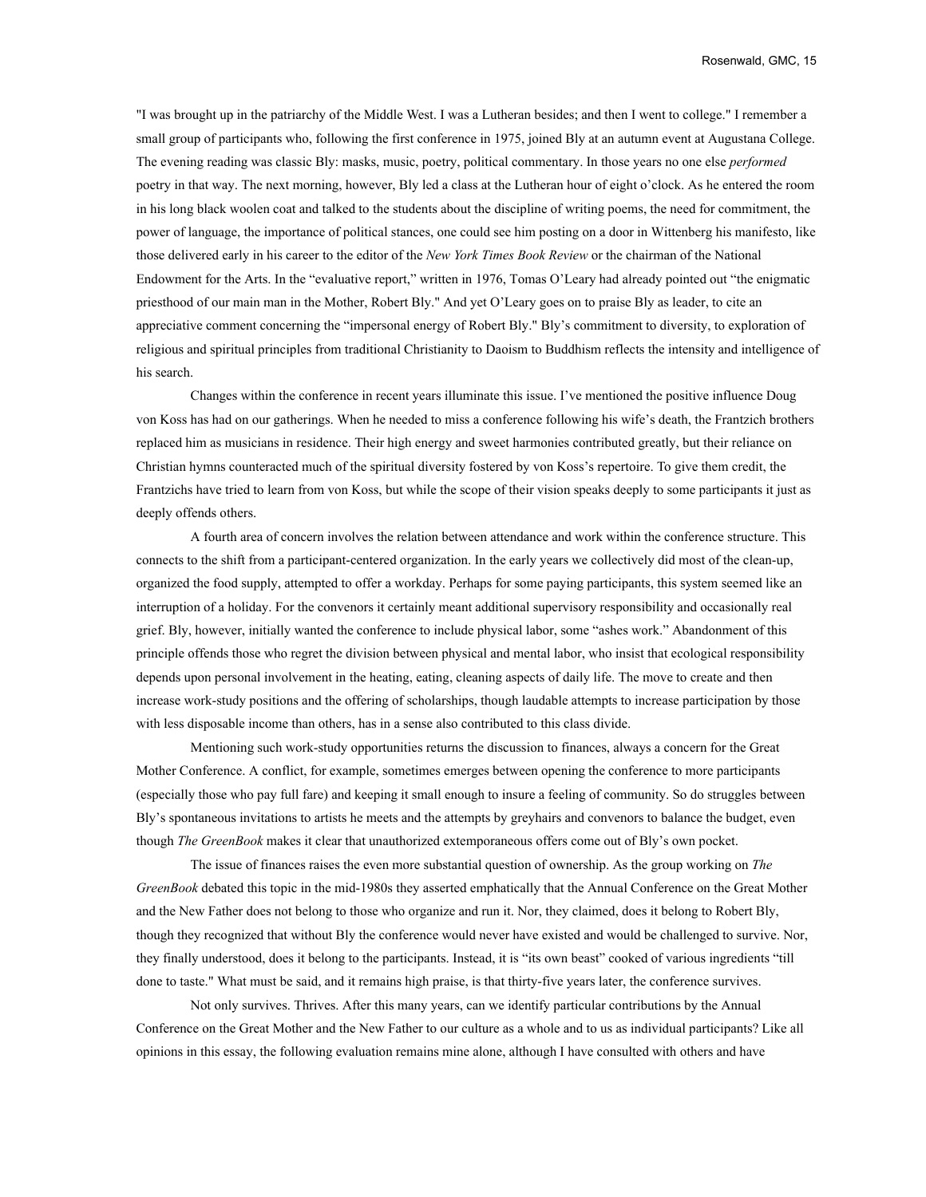"I was brought up in the patriarchy of the Middle West. I was a Lutheran besides; and then I went to college." I remember a small group of participants who, following the first conference in 1975, joined Bly at an autumn event at Augustana College. The evening reading was classic Bly: masks, music, poetry, political commentary. In those years no one else *performed* poetry in that way. The next morning, however, Bly led a class at the Lutheran hour of eight o'clock. As he entered the room in his long black woolen coat and talked to the students about the discipline of writing poems, the need for commitment, the power of language, the importance of political stances, one could see him posting on a door in Wittenberg his manifesto, like those delivered early in his career to the editor of the *New York Times Book Review* or the chairman of the National Endowment for the Arts. In the "evaluative report," written in 1976, Tomas O'Leary had already pointed out "the enigmatic priesthood of our main man in the Mother, Robert Bly." And yet O'Leary goes on to praise Bly as leader, to cite an appreciative comment concerning the "impersonal energy of Robert Bly." Bly's commitment to diversity, to exploration of religious and spiritual principles from traditional Christianity to Daoism to Buddhism reflects the intensity and intelligence of his search.

Changes within the conference in recent years illuminate this issue. I've mentioned the positive influence Doug von Koss has had on our gatherings. When he needed to miss a conference following his wife's death, the Frantzich brothers replaced him as musicians in residence. Their high energy and sweet harmonies contributed greatly, but their reliance on Christian hymns counteracted much of the spiritual diversity fostered by von Koss's repertoire. To give them credit, the Frantzichs have tried to learn from von Koss, but while the scope of their vision speaks deeply to some participants it just as deeply offends others.

A fourth area of concern involves the relation between attendance and work within the conference structure. This connects to the shift from a participant-centered organization. In the early years we collectively did most of the clean-up, organized the food supply, attempted to offer a workday. Perhaps for some paying participants, this system seemed like an interruption of a holiday. For the convenors it certainly meant additional supervisory responsibility and occasionally real grief. Bly, however, initially wanted the conference to include physical labor, some "ashes work." Abandonment of this principle offends those who regret the division between physical and mental labor, who insist that ecological responsibility depends upon personal involvement in the heating, eating, cleaning aspects of daily life. The move to create and then increase work-study positions and the offering of scholarships, though laudable attempts to increase participation by those with less disposable income than others, has in a sense also contributed to this class divide.

Mentioning such work-study opportunities returns the discussion to finances, always a concern for the Great Mother Conference. A conflict, for example, sometimes emerges between opening the conference to more participants (especially those who pay full fare) and keeping it small enough to insure a feeling of community. So do struggles between Bly's spontaneous invitations to artists he meets and the attempts by greyhairs and convenors to balance the budget, even though *The GreenBook* makes it clear that unauthorized extemporaneous offers come out of Bly's own pocket.

The issue of finances raises the even more substantial question of ownership. As the group working on *The GreenBook* debated this topic in the mid-1980s they asserted emphatically that the Annual Conference on the Great Mother and the New Father does not belong to those who organize and run it. Nor, they claimed, does it belong to Robert Bly, though they recognized that without Bly the conference would never have existed and would be challenged to survive. Nor, they finally understood, does it belong to the participants. Instead, it is "its own beast" cooked of various ingredients "till done to taste." What must be said, and it remains high praise, is that thirty-five years later, the conference survives.

Not only survives. Thrives. After this many years, can we identify particular contributions by the Annual Conference on the Great Mother and the New Father to our culture as a whole and to us as individual participants? Like all opinions in this essay, the following evaluation remains mine alone, although I have consulted with others and have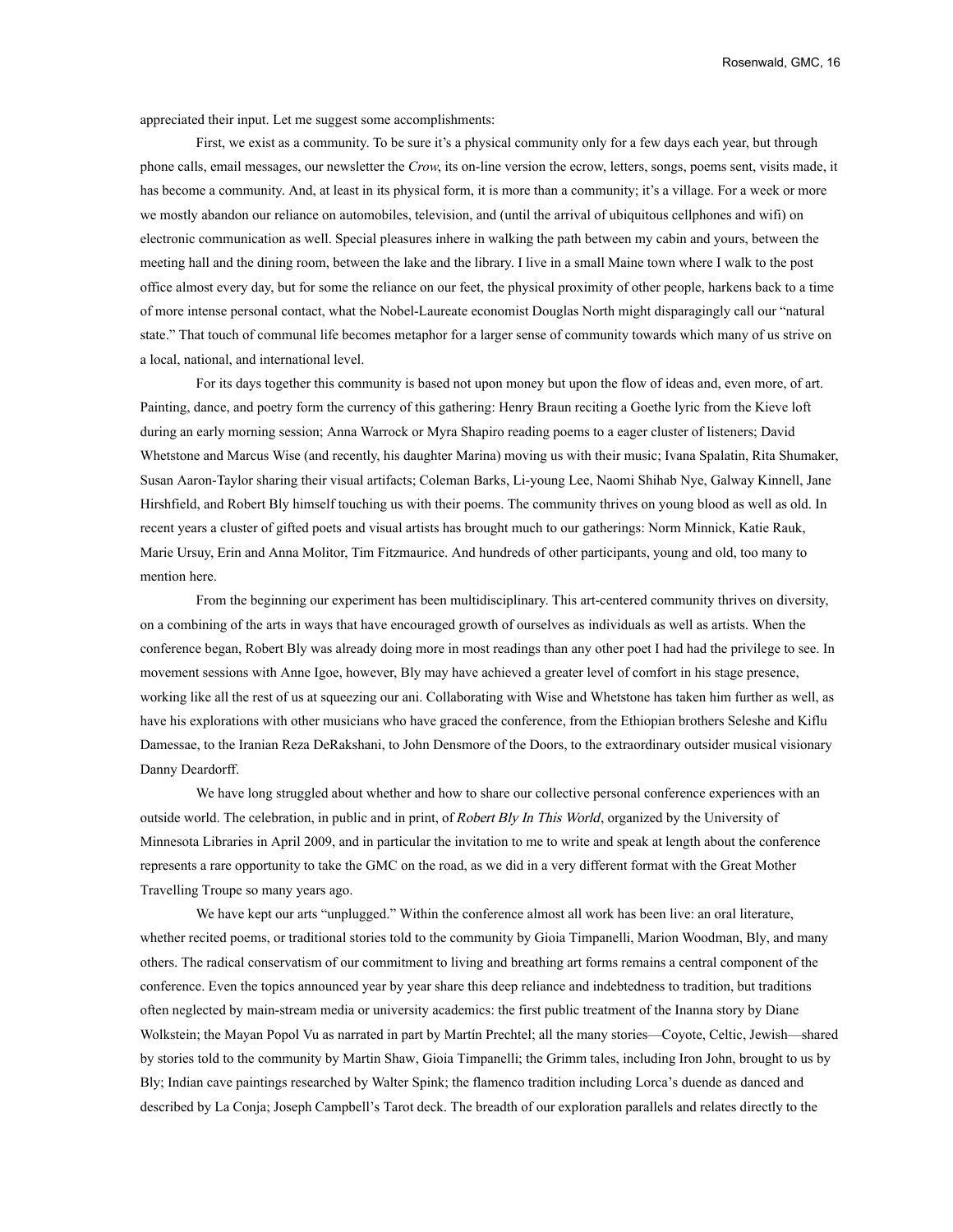appreciated their input. Let me suggest some accomplishments:

First, we exist as a community. To be sure it's a physical community only for a few days each year, but through phone calls, email messages, our newsletter the *Crow,* its on-line version the ecrow, letters, songs, poems sent, visits made, it has become a community. And, at least in its physical form, it is more than a community; it's a village. For a week or more we mostly abandon our reliance on automobiles, television, and (until the arrival of ubiquitous cellphones and wifi) on electronic communication as well. Special pleasures inhere in walking the path between my cabin and yours, between the meeting hall and the dining room, between the lake and the library. I live in a small Maine town where I walk to the post office almost every day, but for some the reliance on our feet, the physical proximity of other people, harkens back to a time of more intense personal contact, what the Nobel-Laureate economist Douglas North might disparagingly call our "natural state." That touch of communal life becomes metaphor for a larger sense of community towards which many of us strive on a local, national, and international level.

For its days together this community is based not upon money but upon the flow of ideas and, even more, of art. Painting, dance, and poetry form the currency of this gathering: Henry Braun reciting a Goethe lyric from the Kieve loft during an early morning session; Anna Warrock or Myra Shapiro reading poems to a eager cluster of listeners; David Whetstone and Marcus Wise (and recently, his daughter Marina) moving us with their music; Ivana Spalatin, Rita Shumaker, Susan Aaron-Taylor sharing their visual artifacts; Coleman Barks, Li-young Lee, Naomi Shihab Nye, Galway Kinnell, Jane Hirshfield, and Robert Bly himself touching us with their poems. The community thrives on young blood as well as old. In recent years a cluster of gifted poets and visual artists has brought much to our gatherings: Norm Minnick, Katie Rauk, Marie Ursuy, Erin and Anna Molitor, Tim Fitzmaurice. And hundreds of other participants, young and old, too many to mention here.

From the beginning our experiment has been multidisciplinary. This art-centered community thrives on diversity, on a combining of the arts in ways that have encouraged growth of ourselves as individuals as well as artists. When the conference began, Robert Bly was already doing more in most readings than any other poet I had had the privilege to see. In movement sessions with Anne Igoe, however, Bly may have achieved a greater level of comfort in his stage presence, working like all the rest of us at squeezing our ani. Collaborating with Wise and Whetstone has taken him further as well, as have his explorations with other musicians who have graced the conference, from the Ethiopian brothers Seleshe and Kiflu Damessae, to the Iranian Reza DeRakshani, to John Densmore of the Doors, to the extraordinary outsider musical visionary Danny Deardorff.

We have long struggled about whether and how to share our collective personal conference experiences with an outside world. The celebration, in public and in print, of *Robert Bly In This World*, organized by the University of Minnesota Libraries in April 2009, and in particular the invitation to me to write and speak at length about the conference represents a rare opportunity to take the GMC on the road, as we did in a very different format with the Great Mother Travelling Troupe so many years ago.

We have kept our arts "unplugged." Within the conference almost all work has been live: an oral literature, whether recited poems, or traditional stories told to the community by Gioia Timpanelli, Marion Woodman, Bly, and many others. The radical conservatism of our commitment to living and breathing art forms remains a central component of the conference. Even the topics announced year by year share this deep reliance and indebtedness to tradition, but traditions often neglected by main-stream media or university academics: the first public treatment of the Inanna story by Diane Wolkstein; the Mayan Popol Vu as narrated in part by Martín Prechtel; all the many stories—Coyote, Celtic, Jewish—shared by stories told to the community by Martin Shaw, Gioia Timpanelli; the Grimm tales, including Iron John, brought to us by Bly; Indian cave paintings researched by Walter Spink; the flamenco tradition including Lorca's duende as danced and described by La Conja; Joseph Campbell's Tarot deck. The breadth of our exploration parallels and relates directly to the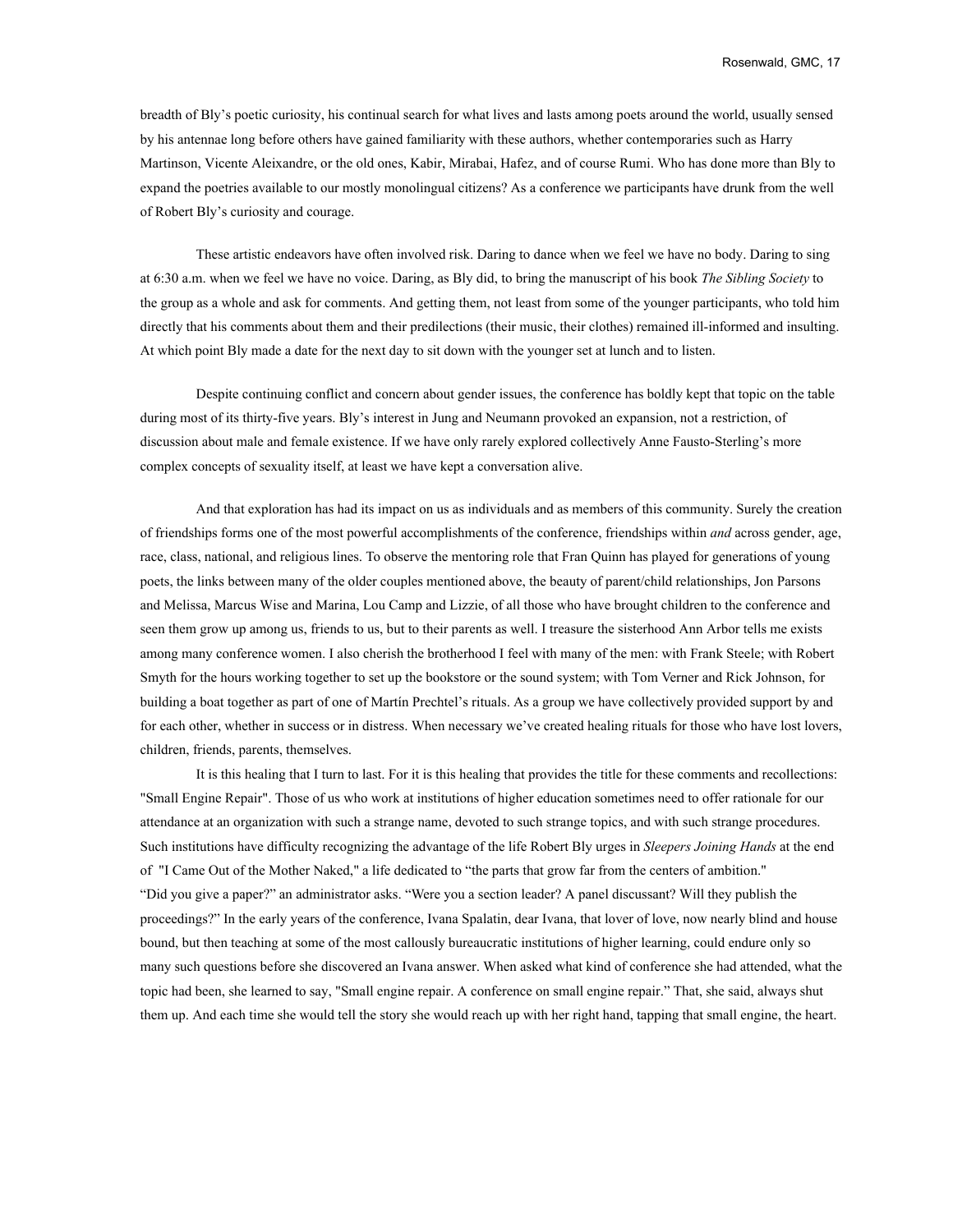breadth of Bly's poetic curiosity, his continual search for what lives and lasts among poets around the world, usually sensed by his antennae long before others have gained familiarity with these authors, whether contemporaries such as Harry Martinson, Vicente Aleixandre, or the old ones, Kabir, Mirabai, Hafez, and of course Rumi. Who has done more than Bly to expand the poetries available to our mostly monolingual citizens? As a conference we participants have drunk from the well of Robert Bly's curiosity and courage.

These artistic endeavors have often involved risk. Daring to dance when we feel we have no body. Daring to sing at 6:30 a.m. when we feel we have no voice. Daring, as Bly did, to bring the manuscript of his book *The Sibling Society* to the group as a whole and ask for comments. And getting them, not least from some of the younger participants, who told him directly that his comments about them and their predilections (their music, their clothes) remained ill-informed and insulting. At which point Bly made a date for the next day to sit down with the younger set at lunch and to listen.

Despite continuing conflict and concern about gender issues, the conference has boldly kept that topic on the table during most of its thirty-five years. Bly's interest in Jung and Neumann provoked an expansion, not a restriction, of discussion about male and female existence. If we have only rarely explored collectively Anne Fausto-Sterling's more complex concepts of sexuality itself, at least we have kept a conversation alive.

And that exploration has had its impact on us as individuals and as members of this community. Surely the creation of friendships forms one of the most powerful accomplishments of the conference, friendships within *and* across gender, age, race, class, national, and religious lines. To observe the mentoring role that Fran Quinn has played for generations of young poets, the links between many of the older couples mentioned above, the beauty of parent/child relationships, Jon Parsons and Melissa, Marcus Wise and Marina, Lou Camp and Lizzie, of all those who have brought children to the conference and seen them grow up among us, friends to us, but to their parents as well. I treasure the sisterhood Ann Arbor tells me exists among many conference women. I also cherish the brotherhood I feel with many of the men: with Frank Steele; with Robert Smyth for the hours working together to set up the bookstore or the sound system; with Tom Verner and Rick Johnson, for building a boat together as part of one of Martín Prechtel's rituals. As a group we have collectively provided support by and for each other, whether in success or in distress. When necessary we've created healing rituals for those who have lost lovers, children, friends, parents, themselves.

It is this healing that I turn to last. For it is this healing that provides the title for these comments and recollections: "Small Engine Repair". Those of us who work at institutions of higher education sometimes need to offer rationale for our attendance at an organization with such a strange name, devoted to such strange topics, and with such strange procedures. Such institutions have difficulty recognizing the advantage of the life Robert Bly urges in *Sleepers Joining Hands* at the end of "I Came Out of the Mother Naked," a life dedicated to "the parts that grow far from the centers of ambition." "Did you give a paper?" an administrator asks. "Were you a section leader? A panel discussant? Will they publish the proceedings?" In the early years of the conference, Ivana Spalatin, dear Ivana, that lover of love, now nearly blind and house bound, but then teaching at some of the most callously bureaucratic institutions of higher learning, could endure only so many such questions before she discovered an Ivana answer. When asked what kind of conference she had attended, what the topic had been, she learned to say, "Small engine repair. A conference on small engine repair." That, she said, always shut them up. And each time she would tell the story she would reach up with her right hand, tapping that small engine, the heart.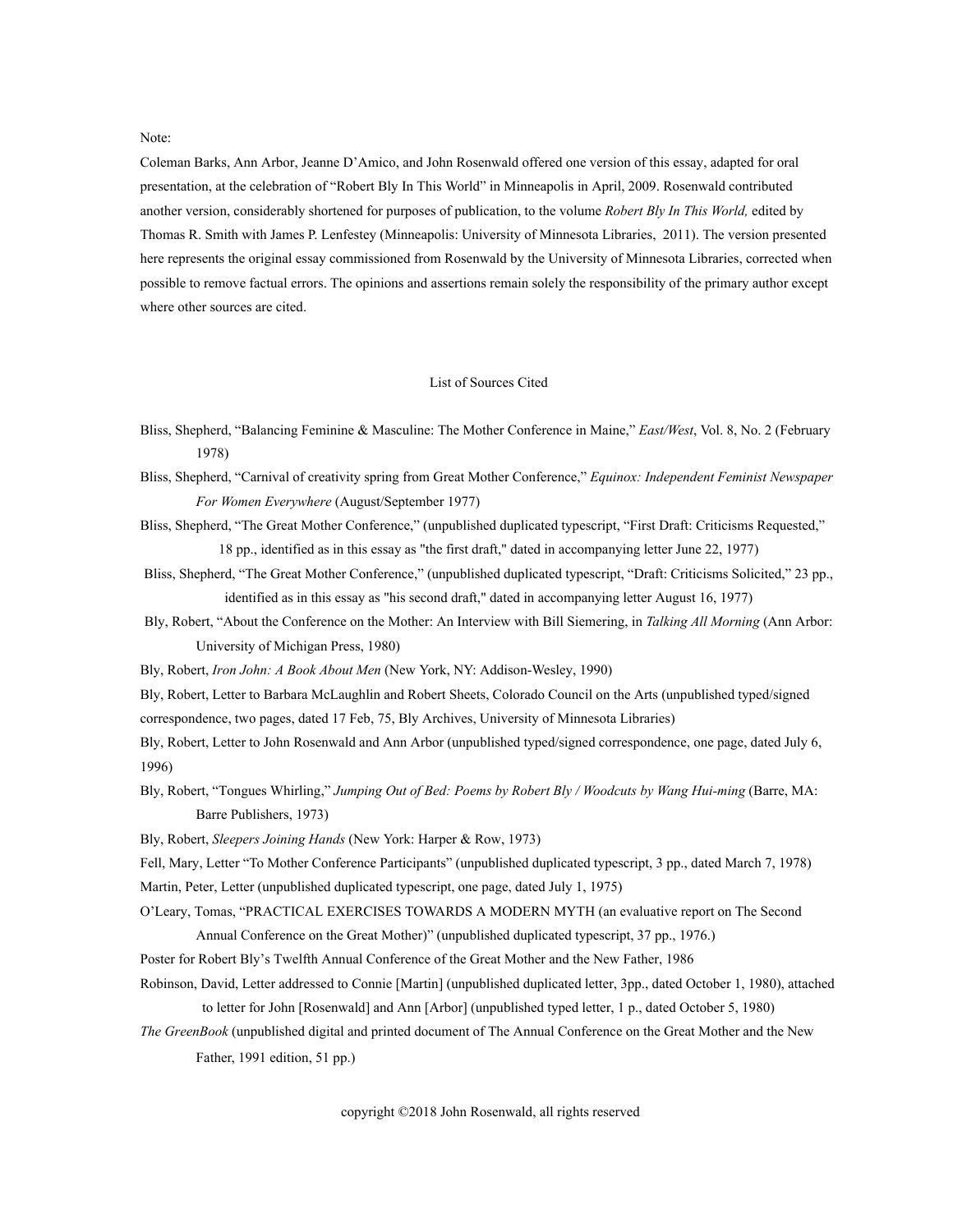Note:

Coleman Barks, Ann Arbor, Jeanne D'Amico, and John Rosenwald offered one version of this essay, adapted for oral presentation, at the celebration of "Robert Bly In This World" in Minneapolis in April, 2009. Rosenwald contributed another version, considerably shortened for purposes of publication, to the volume *Robert Bly In This World,* edited by Thomas R. Smith with James P. Lenfestey (Minneapolis: University of Minnesota Libraries, 2011). The version presented here represents the original essay commissioned from Rosenwald by the University of Minnesota Libraries, corrected when possible to remove factual errors. The opinions and assertions remain solely the responsibility of the primary author except where other sources are cited.

## List of Sources Cited

Bliss, Shepherd, "Balancing Feminine & Masculine: The Mother Conference in Maine," *East/West*, Vol. 8, No. 2 (February 1978)

Bliss, Shepherd, "Carnival of creativity spring from Great Mother Conference," *Equinox: Independent Feminist Newspaper For Women Everywhere* (August/September 1977)

Bliss, Shepherd, "The Great Mother Conference," (unpublished duplicated typescript, "First Draft: Criticisms Requested," 18 pp., identified as in this essay as "the first draft," dated in accompanying letter June 22, 1977)

Bliss, Shepherd, "The Great Mother Conference," (unpublished duplicated typescript, "Draft: Criticisms Solicited," 23 pp., identified as in this essay as "his second draft," dated in accompanying letter August 16, 1977)

Bly, Robert, "About the Conference on the Mother: An Interview with Bill Siemering, in *Talking All Morning* (Ann Arbor: University of Michigan Press, 1980)

Bly, Robert, *Iron John: A Book About Men* (New York, NY: Addison-Wesley, 1990)

Bly, Robert, Letter to Barbara McLaughlin and Robert Sheets, Colorado Council on the Arts (unpublished typed/signed correspondence, two pages, dated 17 Feb, 75, Bly Archives, University of Minnesota Libraries)

Bly, Robert, Letter to John Rosenwald and Ann Arbor (unpublished typed/signed correspondence, one page, dated July 6, 1996)

Bly, Robert, "Tongues Whirling," *Jumping Out of Bed: Poems by Robert Bly / Woodcuts by Wang Hui-ming* (Barre, MA: Barre Publishers, 1973)

Bly, Robert, *Sleepers Joining Hands* (New York: Harper & Row, 1973)

Fell, Mary, Letter "To Mother Conference Participants" (unpublished duplicated typescript, 3 pp., dated March 7, 1978)

Martin, Peter, Letter (unpublished duplicated typescript, one page, dated July 1, 1975)

O'Leary, Tomas, "PRACTICAL EXERCISES TOWARDS A MODERN MYTH (an evaluative report on The Second Annual Conference on the Great Mother)" (unpublished duplicated typescript, 37 pp., 1976.)

Poster for Robert Bly's Twelfth Annual Conference of the Great Mother and the New Father, 1986

Robinson, David, Letter addressed to Connie [Martin] (unpublished duplicated letter, 3pp., dated October 1, 1980), attached to letter for John [Rosenwald] and Ann [Arbor] (unpublished typed letter, 1 p., dated October 5, 1980)

*The GreenBook* (unpublished digital and printed document of The Annual Conference on the Great Mother and the New Father, 1991 edition, 51 pp.)

copyright ©2018 John Rosenwald, all rights reserved